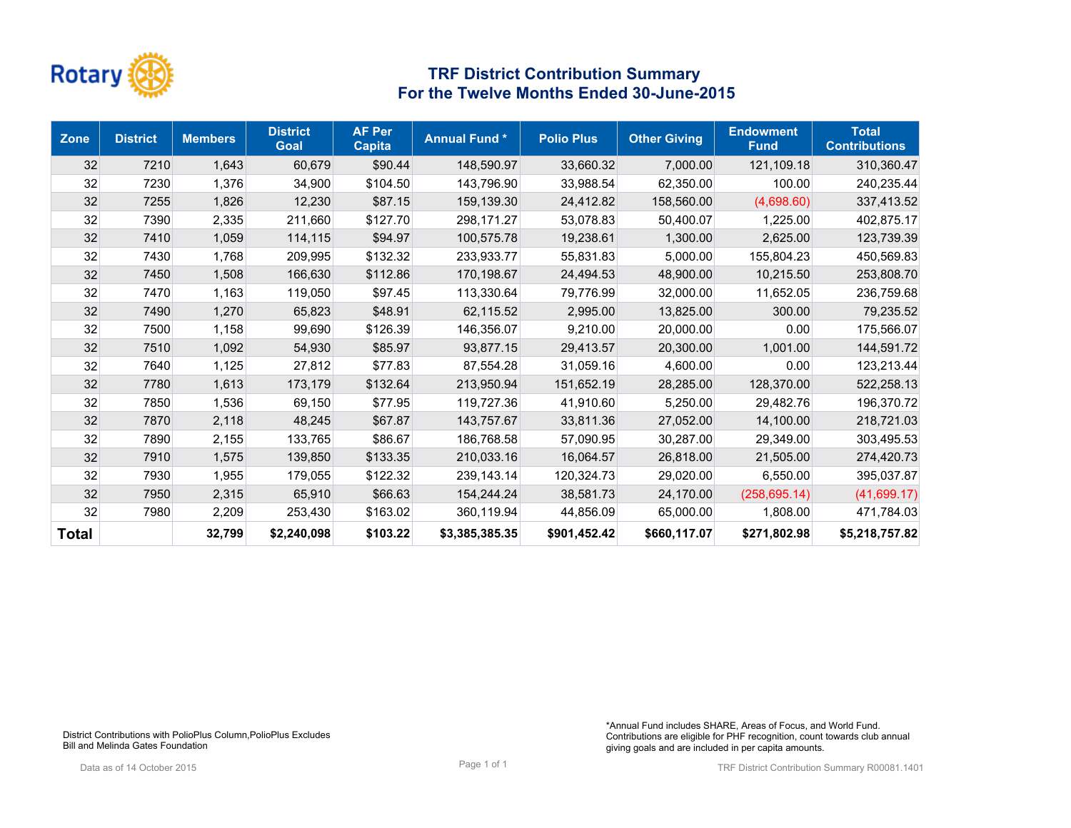# TRF District Contribution Summary
## For the Twelve Months Ended 30-June-2015

| Zone | District | Members | District Goal | AF Per Capita | Annual Fund * | Polio Plus | Other Giving | Endowment Fund | Total Contributions |
|---|---|---|---|---|---|---|---|---|---|
| 32 | 7210 | 1,643 | 60,679 | $90.44 | 148,590.97 | 33,660.32 | 7,000.00 | 121,109.18 | 310,360.47 |
| 32 | 7230 | 1,376 | 34,900 | $104.50 | 143,796.90 | 33,988.54 | 62,350.00 | 100.00 | 240,235.44 |
| 32 | 7255 | 1,826 | 12,230 | $87.15 | 159,139.30 | 24,412.82 | 158,560.00 | (4,698.60) | 337,413.52 |
| 32 | 7390 | 2,335 | 211,660 | $127.70 | 298,171.27 | 53,078.83 | 50,400.07 | 1,225.00 | 402,875.17 |
| 32 | 7410 | 1,059 | 114,115 | $94.97 | 100,575.78 | 19,238.61 | 1,300.00 | 2,625.00 | 123,739.39 |
| 32 | 7430 | 1,768 | 209,995 | $132.32 | 233,933.77 | 55,831.83 | 5,000.00 | 155,804.23 | 450,569.83 |
| 32 | 7450 | 1,508 | 166,630 | $112.86 | 170,198.67 | 24,494.53 | 48,900.00 | 10,215.50 | 253,808.70 |
| 32 | 7470 | 1,163 | 119,050 | $97.45 | 113,330.64 | 79,776.99 | 32,000.00 | 11,652.05 | 236,759.68 |
| 32 | 7490 | 1,270 | 65,823 | $48.91 | 62,115.52 | 2,995.00 | 13,825.00 | 300.00 | 79,235.52 |
| 32 | 7500 | 1,158 | 99,690 | $126.39 | 146,356.07 | 9,210.00 | 20,000.00 | 0.00 | 175,566.07 |
| 32 | 7510 | 1,092 | 54,930 | $85.97 | 93,877.15 | 29,413.57 | 20,300.00 | 1,001.00 | 144,591.72 |
| 32 | 7640 | 1,125 | 27,812 | $77.83 | 87,554.28 | 31,059.16 | 4,600.00 | 0.00 | 123,213.44 |
| 32 | 7780 | 1,613 | 173,179 | $132.64 | 213,950.94 | 151,652.19 | 28,285.00 | 128,370.00 | 522,258.13 |
| 32 | 7850 | 1,536 | 69,150 | $77.95 | 119,727.36 | 41,910.60 | 5,250.00 | 29,482.76 | 196,370.72 |
| 32 | 7870 | 2,118 | 48,245 | $67.87 | 143,757.67 | 33,811.36 | 27,052.00 | 14,100.00 | 218,721.03 |
| 32 | 7890 | 2,155 | 133,765 | $86.67 | 186,768.58 | 57,090.95 | 30,287.00 | 29,349.00 | 303,495.53 |
| 32 | 7910 | 1,575 | 139,850 | $133.35 | 210,033.16 | 16,064.57 | 26,818.00 | 21,505.00 | 274,420.73 |
| 32 | 7930 | 1,955 | 179,055 | $122.32 | 239,143.14 | 120,324.73 | 29,020.00 | 6,550.00 | 395,037.87 |
| 32 | 7950 | 2,315 | 65,910 | $66.63 | 154,244.24 | 38,581.73 | 24,170.00 | (258,695.14) | (41,699.17) |
| 32 | 7980 | 2,209 | 253,430 | $163.02 | 360,119.94 | 44,856.09 | 65,000.00 | 1,808.00 | 471,784.03 |
| **Total** | | **32,799** | **$2,240,098** | **$103.22** | **$3,385,385.35** | **$901,452.42** | **$660,117.07** | **$271,802.98** | **$5,218,757.82** |

District Contributions with PolioPlus Column,PolioPlus Excludes Bill and Melinda Gates Foundation

*Annual Fund includes SHARE, Areas of Focus, and World Fund. Contributions are eligible for PHF recognition, count towards club annual giving goals and are included in per capita amounts.

Data as of 14 October 2015

TRF District Contribution Summary R00081.1401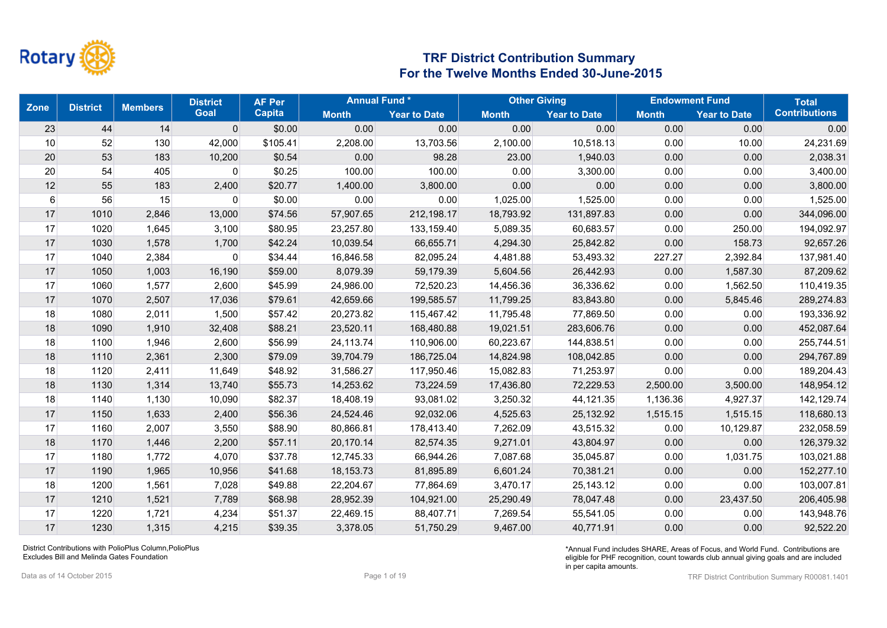# TRF District Contribution Summary
## For the Twelve Months Ended 30-June-2015

| Zone | District | Members | District Goal | AF Per Capita | Annual Fund * | | Other Giving | | Endowment Fund | | Total Contributions |
|---|---|---|---|---|---|---|---|---|---|---|---|
| | | | | | Month | Year to Date | Month | Year to Date | Month | Year to Date | |
| 23 | 44 | 14 | 0 | $0.00 | 0.00 | 0.00 | 0.00 | 0.00 | 0.00 | 0.00 | 0.00 |
| 10 | 52 | 130 | 42,000 | $105.41 | 2,208.00 | 13,703.56 | 2,100.00 | 10,518.13 | 0.00 | 10.00 | 24,231.69 |
| 20 | 53 | 183 | 10,200 | $0.54 | 0.00 | 98.28 | 23.00 | 1,940.03 | 0.00 | 0.00 | 2,038.31 |
| 20 | 54 | 405 | 0 | $0.25 | 100.00 | 100.00 | 0.00 | 3,300.00 | 0.00 | 0.00 | 3,400.00 |
| 12 | 55 | 183 | 2,400 | $20.77 | 1,400.00 | 3,800.00 | 0.00 | 0.00 | 0.00 | 0.00 | 3,800.00 |
| 6 | 56 | 15 | 0 | $0.00 | 0.00 | 0.00 | 1,025.00 | 1,525.00 | 0.00 | 0.00 | 1,525.00 |
| 17 | 1010 | 2,846 | 13,000 | $74.56 | 57,907.65 | 212,198.17 | 18,793.92 | 131,897.83 | 0.00 | 0.00 | 344,096.00 |
| 17 | 1020 | 1,645 | 3,100 | $80.95 | 23,257.80 | 133,159.40 | 5,089.35 | 60,683.57 | 0.00 | 250.00 | 194,092.97 |
| 17 | 1030 | 1,578 | 1,700 | $42.24 | 10,039.54 | 66,655.71 | 4,294.30 | 25,842.82 | 0.00 | 158.73 | 92,657.26 |
| 17 | 1040 | 2,384 | 0 | $34.44 | 16,846.58 | 82,095.24 | 4,481.88 | 53,493.32 | 227.27 | 2,392.84 | 137,981.40 |
| 17 | 1050 | 1,003 | 16,190 | $59.00 | 8,079.39 | 59,179.39 | 5,604.56 | 26,442.93 | 0.00 | 1,587.30 | 87,209.62 |
| 17 | 1060 | 1,577 | 2,600 | $45.99 | 24,986.00 | 72,520.23 | 14,456.36 | 36,336.62 | 0.00 | 1,562.50 | 110,419.35 |
| 17 | 1070 | 2,507 | 17,036 | $79.61 | 42,659.66 | 199,585.57 | 11,799.25 | 83,843.80 | 0.00 | 5,845.46 | 289,274.83 |
| 18 | 1080 | 2,011 | 1,500 | $57.42 | 20,273.82 | 115,467.42 | 11,795.48 | 77,869.50 | 0.00 | 0.00 | 193,336.92 |
| 18 | 1090 | 1,910 | 32,408 | $88.21 | 23,520.11 | 168,480.88 | 19,021.51 | 283,606.76 | 0.00 | 0.00 | 452,087.64 |
| 18 | 1100 | 1,946 | 2,600 | $56.99 | 24,113.74 | 110,906.00 | 60,223.67 | 144,838.51 | 0.00 | 0.00 | 255,744.51 |
| 18 | 1110 | 2,361 | 2,300 | $79.09 | 39,704.79 | 186,725.04 | 14,824.98 | 108,042.85 | 0.00 | 0.00 | 294,767.89 |
| 18 | 1120 | 2,411 | 11,649 | $48.92 | 31,586.27 | 117,950.46 | 15,082.83 | 71,253.97 | 0.00 | 0.00 | 189,204.43 |
| 18 | 1130 | 1,314 | 13,740 | $55.73 | 14,253.62 | 73,224.59 | 17,436.80 | 72,229.53 | 2,500.00 | 3,500.00 | 148,954.12 |
| 18 | 1140 | 1,130 | 10,090 | $82.37 | 18,408.19 | 93,081.02 | 3,250.32 | 44,121.35 | 1,136.36 | 4,927.37 | 142,129.74 |
| 17 | 1150 | 1,633 | 2,400 | $56.36 | 24,524.46 | 92,032.06 | 4,525.63 | 25,132.92 | 1,515.15 | 1,515.15 | 118,680.13 |
| 17 | 1160 | 2,007 | 3,550 | $88.90 | 80,866.81 | 178,413.40 | 7,262.09 | 43,515.32 | 0.00 | 10,129.87 | 232,058.59 |
| 18 | 1170 | 1,446 | 2,200 | $57.11 | 20,170.14 | 82,574.35 | 9,271.01 | 43,804.97 | 0.00 | 0.00 | 126,379.32 |
| 17 | 1180 | 1,772 | 4,070 | $37.78 | 12,745.33 | 66,944.26 | 7,087.68 | 35,045.87 | 0.00 | 1,031.75 | 103,021.88 |
| 17 | 1190 | 1,965 | 10,956 | $41.68 | 18,153.73 | 81,895.89 | 6,601.24 | 70,381.21 | 0.00 | 0.00 | 152,277.10 |
| 18 | 1200 | 1,561 | 7,028 | $49.88 | 22,204.67 | 77,864.69 | 3,470.17 | 25,143.12 | 0.00 | 0.00 | 103,007.81 |
| 17 | 1210 | 1,521 | 7,789 | $68.98 | 28,952.39 | 104,921.00 | 25,290.49 | 78,047.48 | 0.00 | 23,437.50 | 206,405.98 |
| 17 | 1220 | 1,721 | 4,234 | $51.37 | 22,469.15 | 88,407.71 | 7,269.54 | 55,541.05 | 0.00 | 0.00 | 143,948.76 |
| 17 | 1230 | 1,315 | 4,215 | $39.35 | 3,378.05 | 51,750.29 | 9,467.00 | 40,771.91 | 0.00 | 0.00 | 92,522.20 |

District Contributions with PolioPlus Column,PolioPlus Excludes Bill and Melinda Gates Foundation

*Annual Fund includes SHARE, Areas of Focus, and World Fund. Contributions are eligible for PHF recognition, count towards club annual giving goals and are included in per capita amounts.

Data as of 14 October 2015

TRF District Contribution Summary R00081.1401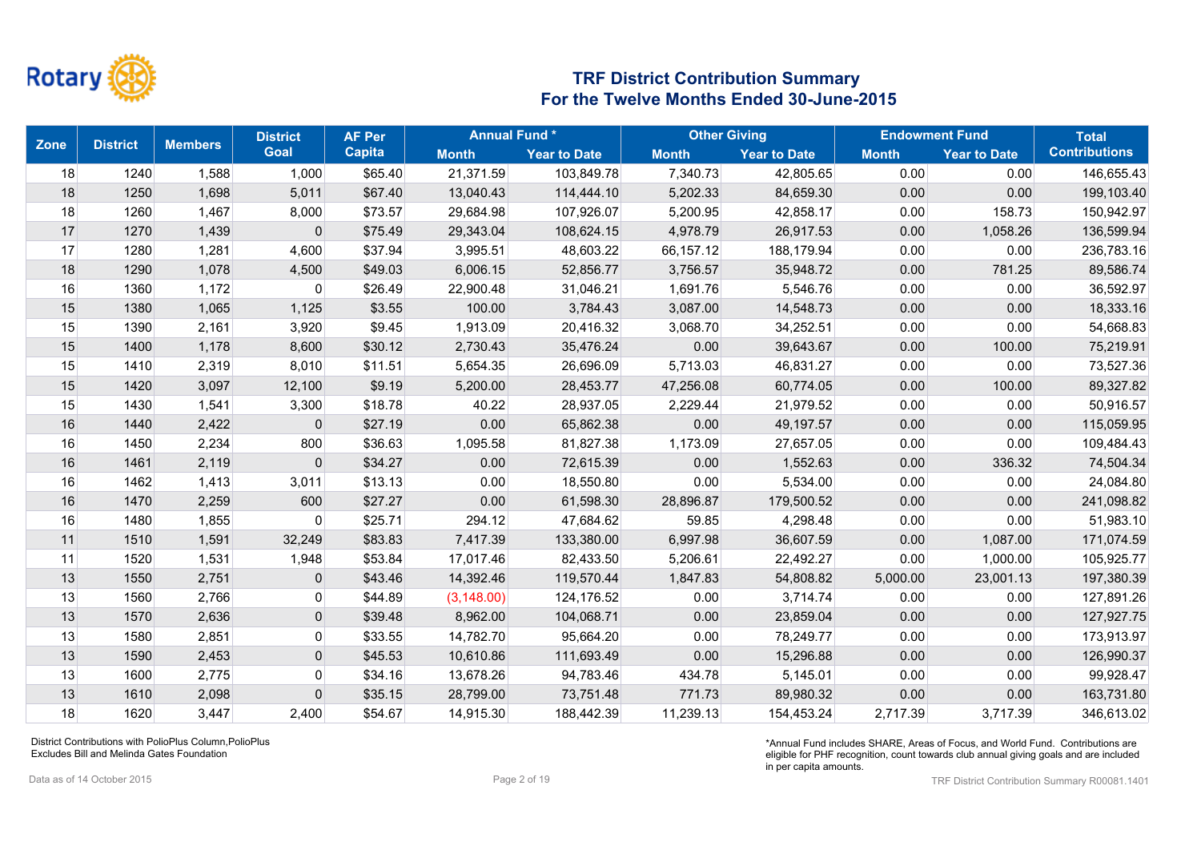Rotary

# TRF District Contribution Summary
## For the Twelve Months Ended 30-June-2015

| Zone | District | Members | District Goal | AF Per Capita | Annual Fund * | | Other Giving | | Endowment Fund | | Total Contributions |
|---|---|---|---|---|---|---|---|---|---|---|---|
| | | | | | Month | Year to Date | Month | Year to Date | Month | Year to Date | |
| 18 | 1240 | 1,588 | 1,000 | $65.40 | 21,371.59 | 103,849.78 | 7,340.73 | 42,805.65 | 0.00 | 0.00 | 146,655.43 |
| 18 | 1250 | 1,698 | 5,011 | $67.40 | 13,040.43 | 114,444.10 | 5,202.33 | 84,659.30 | 0.00 | 0.00 | 199,103.40 |
| 18 | 1260 | 1,467 | 8,000 | $73.57 | 29,684.98 | 107,926.07 | 5,200.95 | 42,858.17 | 0.00 | 158.73 | 150,942.97 |
| 17 | 1270 | 1,439 | 0 | $75.49 | 29,343.04 | 108,624.15 | 4,978.79 | 26,917.53 | 0.00 | 1,058.26 | 136,599.94 |
| 17 | 1280 | 1,281 | 4,600 | $37.94 | 3,995.51 | 48,603.22 | 66,157.12 | 188,179.94 | 0.00 | 0.00 | 236,783.16 |
| 18 | 1290 | 1,078 | 4,500 | $49.03 | 6,006.15 | 52,856.77 | 3,756.57 | 35,948.72 | 0.00 | 781.25 | 89,586.74 |
| 16 | 1360 | 1,172 | 0 | $26.49 | 22,900.48 | 31,046.21 | 1,691.76 | 5,546.76 | 0.00 | 0.00 | 36,592.97 |
| 15 | 1380 | 1,065 | 1,125 | $3.55 | 100.00 | 3,784.43 | 3,087.00 | 14,548.73 | 0.00 | 0.00 | 18,333.16 |
| 15 | 1390 | 2,161 | 3,920 | $9.45 | 1,913.09 | 20,416.32 | 3,068.70 | 34,252.51 | 0.00 | 0.00 | 54,668.83 |
| 15 | 1400 | 1,178 | 8,600 | $30.12 | 2,730.43 | 35,476.24 | 0.00 | 39,643.67 | 0.00 | 100.00 | 75,219.91 |
| 15 | 1410 | 2,319 | 8,010 | $11.51 | 5,654.35 | 26,696.09 | 5,713.03 | 46,831.27 | 0.00 | 0.00 | 73,527.36 |
| 15 | 1420 | 3,097 | 12,100 | $9.19 | 5,200.00 | 28,453.77 | 47,256.08 | 60,774.05 | 0.00 | 100.00 | 89,327.82 |
| 15 | 1430 | 1,541 | 3,300 | $18.78 | 40.22 | 28,937.05 | 2,229.44 | 21,979.52 | 0.00 | 0.00 | 50,916.57 |
| 16 | 1440 | 2,422 | 0 | $27.19 | 0.00 | 65,862.38 | 0.00 | 49,197.57 | 0.00 | 0.00 | 115,059.95 |
| 16 | 1450 | 2,234 | 800 | $36.63 | 1,095.58 | 81,827.38 | 1,173.09 | 27,657.05 | 0.00 | 0.00 | 109,484.43 |
| 16 | 1461 | 2,119 | 0 | $34.27 | 0.00 | 72,615.39 | 0.00 | 1,552.63 | 0.00 | 336.32 | 74,504.34 |
| 16 | 1462 | 1,413 | 3,011 | $13.13 | 0.00 | 18,550.80 | 0.00 | 5,534.00 | 0.00 | 0.00 | 24,084.80 |
| 16 | 1470 | 2,259 | 600 | $27.27 | 0.00 | 61,598.30 | 28,896.87 | 179,500.52 | 0.00 | 0.00 | 241,098.82 |
| 16 | 1480 | 1,855 | 0 | $25.71 | 294.12 | 47,684.62 | 59.85 | 4,298.48 | 0.00 | 0.00 | 51,983.10 |
| 11 | 1510 | 1,591 | 32,249 | $83.83 | 7,417.39 | 133,380.00 | 6,997.98 | 36,607.59 | 0.00 | 1,087.00 | 171,074.59 |
| 11 | 1520 | 1,531 | 1,948 | $53.84 | 17,017.46 | 82,433.50 | 5,206.61 | 22,492.27 | 0.00 | 1,000.00 | 105,925.77 |
| 13 | 1550 | 2,751 | 0 | $43.46 | 14,392.46 | 119,570.44 | 1,847.83 | 54,808.82 | 5,000.00 | 23,001.13 | 197,380.39 |
| 13 | 1560 | 2,766 | 0 | $44.89 | (3,148.00) | 124,176.52 | 0.00 | 3,714.74 | 0.00 | 0.00 | 127,891.26 |
| 13 | 1570 | 2,636 | 0 | $39.48 | 8,962.00 | 104,068.71 | 0.00 | 23,859.04 | 0.00 | 0.00 | 127,927.75 |
| 13 | 1580 | 2,851 | 0 | $33.55 | 14,782.70 | 95,664.20 | 0.00 | 78,249.77 | 0.00 | 0.00 | 173,913.97 |
| 13 | 1590 | 2,453 | 0 | $45.53 | 10,610.86 | 111,693.49 | 0.00 | 15,296.88 | 0.00 | 0.00 | 126,990.37 |
| 13 | 1600 | 2,775 | 0 | $34.16 | 13,678.26 | 94,783.46 | 434.78 | 5,145.01 | 0.00 | 0.00 | 99,928.47 |
| 13 | 1610 | 2,098 | 0 | $35.15 | 28,799.00 | 73,751.48 | 771.73 | 89,980.32 | 0.00 | 0.00 | 163,731.80 |
| 18 | 1620 | 3,447 | 2,400 | $54.67 | 14,915.30 | 188,442.39 | 11,239.13 | 154,453.24 | 2,717.39 | 3,717.39 | 346,613.02 |

District Contributions with PolioPlus Column,PolioPlus Excludes Bill and Melinda Gates Foundation

*Annual Fund includes SHARE, Areas of Focus, and World Fund. Contributions are eligible for PHF recognition, count towards club annual giving goals and are included in per capita amounts.

Data as of 14 October 2015

TRF District Contribution Summary R00081.1401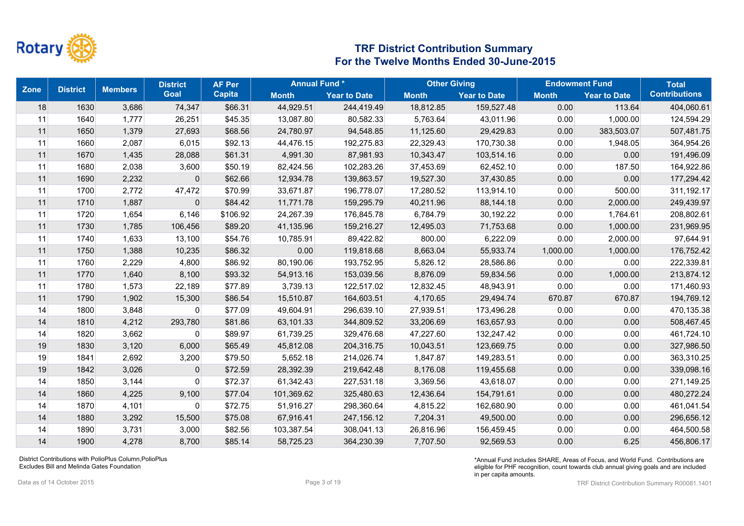# TRF District Contribution Summary
## For the Twelve Months Ended 30-June-2015

| Zone | District | Members | District Goal | AF Per Capita | Annual Fund * | | Other Giving | | Endowment Fund | | Total Contributions |
|---|---|---|---|---|---|---|---|---|---|---|---|
| | | | | | Month | Year to Date | Month | Year to Date | Month | Year to Date | |
| 18 | 1630 | 3,686 | 74,347 | $66.31 | 44,929.51 | 244,419.49 | 18,812.85 | 159,527.48 | 0.00 | 113.64 | 404,060.61 |
| 11 | 1640 | 1,777 | 26,251 | $45.35 | 13,087.80 | 80,582.33 | 5,763.64 | 43,011.96 | 0.00 | 1,000.00 | 124,594.29 |
| 11 | 1650 | 1,379 | 27,693 | $68.56 | 24,780.97 | 94,548.85 | 11,125.60 | 29,429.83 | 0.00 | 383,503.07 | 507,481.75 |
| 11 | 1660 | 2,087 | 6,015 | $92.13 | 44,476.15 | 192,275.83 | 22,329.43 | 170,730.38 | 0.00 | 1,948.05 | 364,954.26 |
| 11 | 1670 | 1,435 | 28,088 | $61.31 | 4,991.30 | 87,981.93 | 10,343.47 | 103,514.16 | 0.00 | 0.00 | 191,496.09 |
| 11 | 1680 | 2,038 | 3,600 | $50.19 | 82,424.56 | 102,283.26 | 37,453.69 | 62,452.10 | 0.00 | 187.50 | 164,922.86 |
| 11 | 1690 | 2,232 | 0 | $62.66 | 12,934.78 | 139,863.57 | 19,527.30 | 37,430.85 | 0.00 | 0.00 | 177,294.42 |
| 11 | 1700 | 2,772 | 47,472 | $70.99 | 33,671.87 | 196,778.07 | 17,280.52 | 113,914.10 | 0.00 | 500.00 | 311,192.17 |
| 11 | 1710 | 1,887 | 0 | $84.42 | 11,771.78 | 159,295.79 | 40,211.96 | 88,144.18 | 0.00 | 2,000.00 | 249,439.97 |
| 11 | 1720 | 1,654 | 6,146 | $106.92 | 24,267.39 | 176,845.78 | 6,784.79 | 30,192.22 | 0.00 | 1,764.61 | 208,802.61 |
| 11 | 1730 | 1,785 | 106,456 | $89.20 | 41,135.96 | 159,216.27 | 12,495.03 | 71,753.68 | 0.00 | 1,000.00 | 231,969.95 |
| 11 | 1740 | 1,633 | 13,100 | $54.76 | 10,785.91 | 89,422.82 | 800.00 | 6,222.09 | 0.00 | 2,000.00 | 97,644.91 |
| 11 | 1750 | 1,388 | 10,235 | $86.32 | 0.00 | 119,818.68 | 8,663.04 | 55,933.74 | 1,000.00 | 1,000.00 | 176,752.42 |
| 11 | 1760 | 2,229 | 4,800 | $86.92 | 80,190.06 | 193,752.95 | 5,826.12 | 28,586.86 | 0.00 | 0.00 | 222,339.81 |
| 11 | 1770 | 1,640 | 8,100 | $93.32 | 54,913.16 | 153,039.56 | 8,876.09 | 59,834.56 | 0.00 | 1,000.00 | 213,874.12 |
| 11 | 1780 | 1,573 | 22,189 | $77.89 | 3,739.13 | 122,517.02 | 12,832.45 | 48,943.91 | 0.00 | 0.00 | 171,460.93 |
| 11 | 1790 | 1,902 | 15,300 | $86.54 | 15,510.87 | 164,603.51 | 4,170.65 | 29,494.74 | 670.87 | 670.87 | 194,769.12 |
| 14 | 1800 | 3,848 | 0 | $77.09 | 49,604.91 | 296,639.10 | 27,939.51 | 173,496.28 | 0.00 | 0.00 | 470,135.38 |
| 14 | 1810 | 4,212 | 293,780 | $81.86 | 63,101.33 | 344,809.52 | 33,206.69 | 163,657.93 | 0.00 | 0.00 | 508,467.45 |
| 14 | 1820 | 3,662 | 0 | $89.97 | 61,739.25 | 329,476.68 | 47,227.60 | 132,247.42 | 0.00 | 0.00 | 461,724.10 |
| 19 | 1830 | 3,120 | 6,000 | $65.49 | 45,812.08 | 204,316.75 | 10,043.51 | 123,669.75 | 0.00 | 0.00 | 327,986.50 |
| 19 | 1841 | 2,692 | 3,200 | $79.50 | 5,652.18 | 214,026.74 | 1,847.87 | 149,283.51 | 0.00 | 0.00 | 363,310.25 |
| 19 | 1842 | 3,026 | 0 | $72.59 | 28,392.39 | 219,642.48 | 8,176.08 | 119,455.68 | 0.00 | 0.00 | 339,098.16 |
| 14 | 1850 | 3,144 | 0 | $72.37 | 61,342.43 | 227,531.18 | 3,369.56 | 43,618.07 | 0.00 | 0.00 | 271,149.25 |
| 14 | 1860 | 4,225 | 9,100 | $77.04 | 101,369.62 | 325,480.63 | 12,436.64 | 154,791.61 | 0.00 | 0.00 | 480,272.24 |
| 14 | 1870 | 4,101 | 0 | $72.75 | 51,916.27 | 298,360.64 | 4,815.22 | 162,680.90 | 0.00 | 0.00 | 461,041.54 |
| 14 | 1880 | 3,292 | 15,500 | $75.08 | 67,916.41 | 247,156.12 | 7,204.31 | 49,500.00 | 0.00 | 0.00 | 296,656.12 |
| 14 | 1890 | 3,731 | 3,000 | $82.56 | 103,387.54 | 308,041.13 | 26,816.96 | 156,459.45 | 0.00 | 0.00 | 464,500.58 |
| 14 | 1900 | 4,278 | 8,700 | $85.14 | 58,725.23 | 364,230.39 | 7,707.50 | 92,569.53 | 0.00 | 6.25 | 456,806.17 |

District Contributions with PolioPlus Column,PolioPlus
Excludes Bill and Melinda Gates Foundation

*Annual Fund includes SHARE, Areas of Focus, and World Fund. Contributions are eligible for PHF recognition, count towards club annual giving goals and are included in per capita amounts.

Data as of 14 October 2015

TRF District Contribution Summary R00081.1401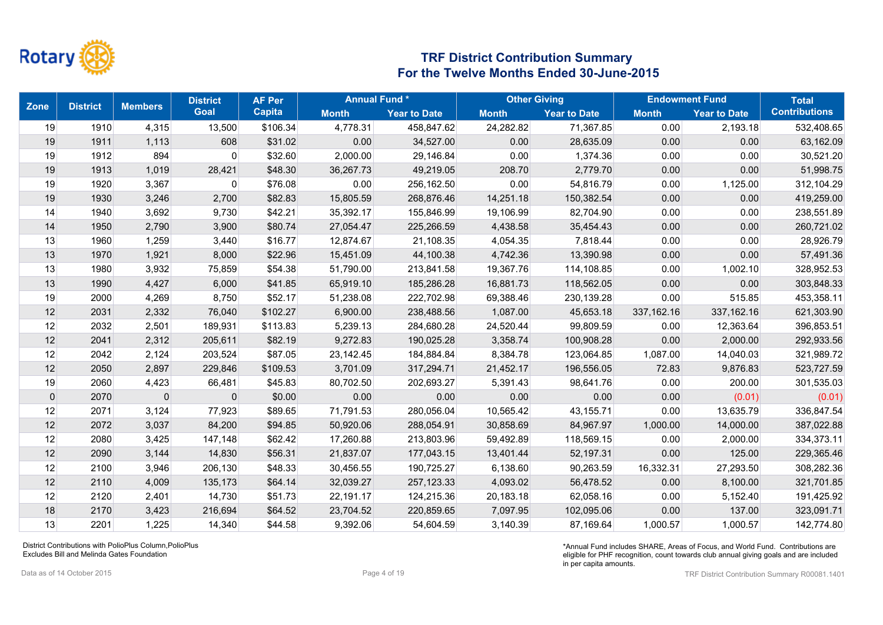Rotary

# TRF District Contribution Summary
## For the Twelve Months Ended 30-June-2015

| Zone | District | Members | District Goal | AF Per Capita | Annual Fund * | | Other Giving | | Endowment Fund | | Total Contributions |
|---|---|---|---|---|---|---|---|---|---|---|---|
| | | | | | Month | Year to Date | Month | Year to Date | Month | Year to Date | |
| 19 | 1910 | 4,315 | 13,500 | $106.34 | 4,778.31 | 458,847.62 | 24,282.82 | 71,367.85 | 0.00 | 2,193.18 | 532,408.65 |
| 19 | 1911 | 1,113 | 608 | $31.02 | 0.00 | 34,527.00 | 0.00 | 28,635.09 | 0.00 | 0.00 | 63,162.09 |
| 19 | 1912 | 894 | 0 | $32.60 | 2,000.00 | 29,146.84 | 0.00 | 1,374.36 | 0.00 | 0.00 | 30,521.20 |
| 19 | 1913 | 1,019 | 28,421 | $48.30 | 36,267.73 | 49,219.05 | 208.70 | 2,779.70 | 0.00 | 0.00 | 51,998.75 |
| 19 | 1920 | 3,367 | 0 | $76.08 | 0.00 | 256,162.50 | 0.00 | 54,816.79 | 0.00 | 1,125.00 | 312,104.29 |
| 19 | 1930 | 3,246 | 2,700 | $82.83 | 15,805.59 | 268,876.46 | 14,251.18 | 150,382.54 | 0.00 | 0.00 | 419,259.00 |
| 14 | 1940 | 3,692 | 9,730 | $42.21 | 35,392.17 | 155,846.99 | 19,106.99 | 82,704.90 | 0.00 | 0.00 | 238,551.89 |
| 14 | 1950 | 2,790 | 3,900 | $80.74 | 27,054.47 | 225,266.59 | 4,438.58 | 35,454.43 | 0.00 | 0.00 | 260,721.02 |
| 13 | 1960 | 1,259 | 3,440 | $16.77 | 12,874.67 | 21,108.35 | 4,054.35 | 7,818.44 | 0.00 | 0.00 | 28,926.79 |
| 13 | 1970 | 1,921 | 8,000 | $22.96 | 15,451.09 | 44,100.38 | 4,742.36 | 13,390.98 | 0.00 | 0.00 | 57,491.36 |
| 13 | 1980 | 3,932 | 75,859 | $54.38 | 51,790.00 | 213,841.58 | 19,367.76 | 114,108.85 | 0.00 | 1,002.10 | 328,952.53 |
| 13 | 1990 | 4,427 | 6,000 | $41.85 | 65,919.10 | 185,286.28 | 16,881.73 | 118,562.05 | 0.00 | 0.00 | 303,848.33 |
| 19 | 2000 | 4,269 | 8,750 | $52.17 | 51,238.08 | 222,702.98 | 69,388.46 | 230,139.28 | 0.00 | 515.85 | 453,358.11 |
| 12 | 2031 | 2,332 | 76,040 | $102.27 | 6,900.00 | 238,488.56 | 1,087.00 | 45,653.18 | 337,162.16 | 337,162.16 | 621,303.90 |
| 12 | 2032 | 2,501 | 189,931 | $113.83 | 5,239.13 | 284,680.28 | 24,520.44 | 99,809.59 | 0.00 | 12,363.64 | 396,853.51 |
| 12 | 2041 | 2,312 | 205,611 | $82.19 | 9,272.83 | 190,025.28 | 3,358.74 | 100,908.28 | 0.00 | 2,000.00 | 292,933.56 |
| 12 | 2042 | 2,124 | 203,524 | $87.05 | 23,142.45 | 184,884.84 | 8,384.78 | 123,064.85 | 1,087.00 | 14,040.03 | 321,989.72 |
| 12 | 2050 | 2,897 | 229,846 | $109.53 | 3,701.09 | 317,294.71 | 21,452.17 | 196,556.05 | 72.83 | 9,876.83 | 523,727.59 |
| 19 | 2060 | 4,423 | 66,481 | $45.83 | 80,702.50 | 202,693.27 | 5,391.43 | 98,641.76 | 0.00 | 200.00 | 301,535.03 |
| 0 | 2070 | 0 | 0 | $0.00 | 0.00 | 0.00 | 0.00 | 0.00 | 0.00 | (0.01) | (0.01) |
| 12 | 2071 | 3,124 | 77,923 | $89.65 | 71,791.53 | 280,056.04 | 10,565.42 | 43,155.71 | 0.00 | 13,635.79 | 336,847.54 |
| 12 | 2072 | 3,037 | 84,200 | $94.85 | 50,920.06 | 288,054.91 | 30,858.69 | 84,967.97 | 1,000.00 | 14,000.00 | 387,022.88 |
| 12 | 2080 | 3,425 | 147,148 | $62.42 | 17,260.88 | 213,803.96 | 59,492.89 | 118,569.15 | 0.00 | 2,000.00 | 334,373.11 |
| 12 | 2090 | 3,144 | 14,830 | $56.31 | 21,837.07 | 177,043.15 | 13,401.44 | 52,197.31 | 0.00 | 125.00 | 229,365.46 |
| 12 | 2100 | 3,946 | 206,130 | $48.33 | 30,456.55 | 190,725.27 | 6,138.60 | 90,263.59 | 16,332.31 | 27,293.50 | 308,282.36 |
| 12 | 2110 | 4,009 | 135,173 | $64.14 | 32,039.27 | 257,123.33 | 4,093.02 | 56,478.52 | 0.00 | 8,100.00 | 321,701.85 |
| 12 | 2120 | 2,401 | 14,730 | $51.73 | 22,191.17 | 124,215.36 | 20,183.18 | 62,058.16 | 0.00 | 5,152.40 | 191,425.92 |
| 18 | 2170 | 3,423 | 216,694 | $64.52 | 23,704.52 | 220,859.65 | 7,097.95 | 102,095.06 | 0.00 | 137.00 | 323,091.71 |
| 13 | 2201 | 1,225 | 14,340 | $44.58 | 9,392.06 | 54,604.59 | 3,140.39 | 87,169.64 | 1,000.57 | 1,000.57 | 142,774.80 |

District Contributions with PolioPlus Column,PolioPlus
Excludes Bill and Melinda Gates Foundation

*Annual Fund includes SHARE, Areas of Focus, and World Fund. Contributions are eligible for PHF recognition, count towards club annual giving goals and are included in per capita amounts.

Data as of 14 October 2015

TRF District Contribution Summary R00081.1401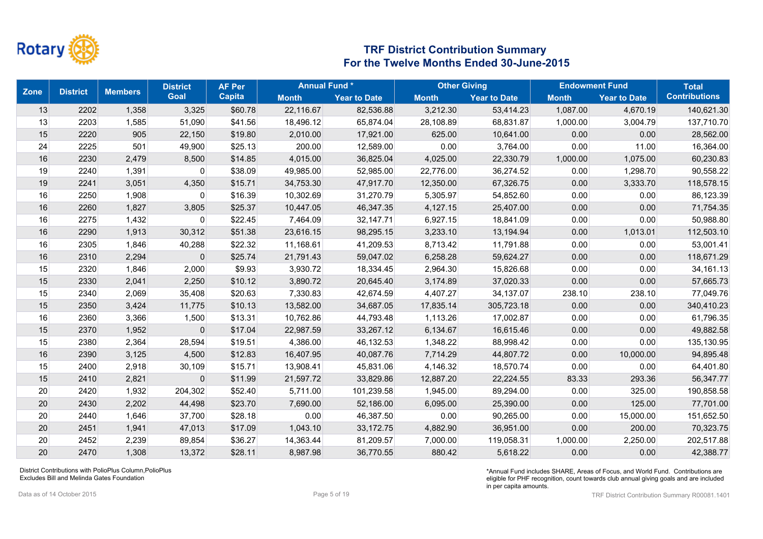Rotary

# TRF District Contribution Summary
## For the Twelve Months Ended 30-June-2015

| Zone | District | Members | District Goal | AF Per Capita | Annual Fund * | | Other Giving | | Endowment Fund | | Total Contributions |
|---|---|---|---|---|---|---|---|---|---|---|---|
| | | | | | Month | Year to Date | Month | Year to Date | Month | Year to Date | |
| 13 | 2202 | 1,358 | 3,325 | $60.78 | 22,116.67 | 82,536.88 | 3,212.30 | 53,414.23 | 1,087.00 | 4,670.19 | 140,621.30 |
| 13 | 2203 | 1,585 | 51,090 | $41.56 | 18,496.12 | 65,874.04 | 28,108.89 | 68,831.87 | 1,000.00 | 3,004.79 | 137,710.70 |
| 15 | 2220 | 905 | 22,150 | $19.80 | 2,010.00 | 17,921.00 | 625.00 | 10,641.00 | 0.00 | 0.00 | 28,562.00 |
| 24 | 2225 | 501 | 49,900 | $25.13 | 200.00 | 12,589.00 | 0.00 | 3,764.00 | 0.00 | 11.00 | 16,364.00 |
| 16 | 2230 | 2,479 | 8,500 | $14.85 | 4,015.00 | 36,825.04 | 4,025.00 | 22,330.79 | 1,000.00 | 1,075.00 | 60,230.83 |
| 19 | 2240 | 1,391 | 0 | $38.09 | 49,985.00 | 52,985.00 | 22,776.00 | 36,274.52 | 0.00 | 1,298.70 | 90,558.22 |
| 19 | 2241 | 3,051 | 4,350 | $15.71 | 34,753.30 | 47,917.70 | 12,350.00 | 67,326.75 | 0.00 | 3,333.70 | 118,578.15 |
| 16 | 2250 | 1,908 | 0 | $16.39 | 10,302.69 | 31,270.79 | 5,305.97 | 54,852.60 | 0.00 | 0.00 | 86,123.39 |
| 16 | 2260 | 1,827 | 3,805 | $25.37 | 10,447.05 | 46,347.35 | 4,127.15 | 25,407.00 | 0.00 | 0.00 | 71,754.35 |
| 16 | 2275 | 1,432 | 0 | $22.45 | 7,464.09 | 32,147.71 | 6,927.15 | 18,841.09 | 0.00 | 0.00 | 50,988.80 |
| 16 | 2290 | 1,913 | 30,312 | $51.38 | 23,616.15 | 98,295.15 | 3,233.10 | 13,194.94 | 0.00 | 1,013.01 | 112,503.10 |
| 16 | 2305 | 1,846 | 40,288 | $22.32 | 11,168.61 | 41,209.53 | 8,713.42 | 11,791.88 | 0.00 | 0.00 | 53,001.41 |
| 16 | 2310 | 2,294 | 0 | $25.74 | 21,791.43 | 59,047.02 | 6,258.28 | 59,624.27 | 0.00 | 0.00 | 118,671.29 |
| 15 | 2320 | 1,846 | 2,000 | $9.93 | 3,930.72 | 18,334.45 | 2,964.30 | 15,826.68 | 0.00 | 0.00 | 34,161.13 |
| 15 | 2330 | 2,041 | 2,250 | $10.12 | 3,890.72 | 20,645.40 | 3,174.89 | 37,020.33 | 0.00 | 0.00 | 57,665.73 |
| 15 | 2340 | 2,069 | 35,408 | $20.63 | 7,330.83 | 42,674.59 | 4,407.27 | 34,137.07 | 238.10 | 238.10 | 77,049.76 |
| 15 | 2350 | 3,424 | 11,775 | $10.13 | 13,582.00 | 34,687.05 | 17,835.14 | 305,723.18 | 0.00 | 0.00 | 340,410.23 |
| 16 | 2360 | 3,366 | 1,500 | $13.31 | 10,762.86 | 44,793.48 | 1,113.26 | 17,002.87 | 0.00 | 0.00 | 61,796.35 |
| 15 | 2370 | 1,952 | 0 | $17.04 | 22,987.59 | 33,267.12 | 6,134.67 | 16,615.46 | 0.00 | 0.00 | 49,882.58 |
| 15 | 2380 | 2,364 | 28,594 | $19.51 | 4,386.00 | 46,132.53 | 1,348.22 | 88,998.42 | 0.00 | 0.00 | 135,130.95 |
| 16 | 2390 | 3,125 | 4,500 | $12.83 | 16,407.95 | 40,087.76 | 7,714.29 | 44,807.72 | 0.00 | 10,000.00 | 94,895.48 |
| 15 | 2400 | 2,918 | 30,109 | $15.71 | 13,908.41 | 45,831.06 | 4,146.32 | 18,570.74 | 0.00 | 0.00 | 64,401.80 |
| 15 | 2410 | 2,821 | 0 | $11.99 | 21,597.72 | 33,829.86 | 12,887.20 | 22,224.55 | 83.33 | 293.36 | 56,347.77 |
| 20 | 2420 | 1,932 | 204,302 | $52.40 | 5,711.00 | 101,239.58 | 1,945.00 | 89,294.00 | 0.00 | 325.00 | 190,858.58 |
| 20 | 2430 | 2,202 | 44,498 | $23.70 | 7,690.00 | 52,186.00 | 6,095.00 | 25,390.00 | 0.00 | 125.00 | 77,701.00 |
| 20 | 2440 | 1,646 | 37,700 | $28.18 | 0.00 | 46,387.50 | 0.00 | 90,265.00 | 0.00 | 15,000.00 | 151,652.50 |
| 20 | 2451 | 1,941 | 47,013 | $17.09 | 1,043.10 | 33,172.75 | 4,882.90 | 36,951.00 | 0.00 | 200.00 | 70,323.75 |
| 20 | 2452 | 2,239 | 89,854 | $36.27 | 14,363.44 | 81,209.57 | 7,000.00 | 119,058.31 | 1,000.00 | 2,250.00 | 202,517.88 |
| 20 | 2470 | 1,308 | 13,372 | $28.11 | 8,987.98 | 36,770.55 | 880.42 | 5,618.22 | 0.00 | 0.00 | 42,388.77 |

District Contributions with PolioPlus Column,PolioPlus Excludes Bill and Melinda Gates Foundation

*Annual Fund includes SHARE, Areas of Focus, and World Fund. Contributions are eligible for PHF recognition, count towards club annual giving goals and are included in per capita amounts.

Data as of 14 October 2015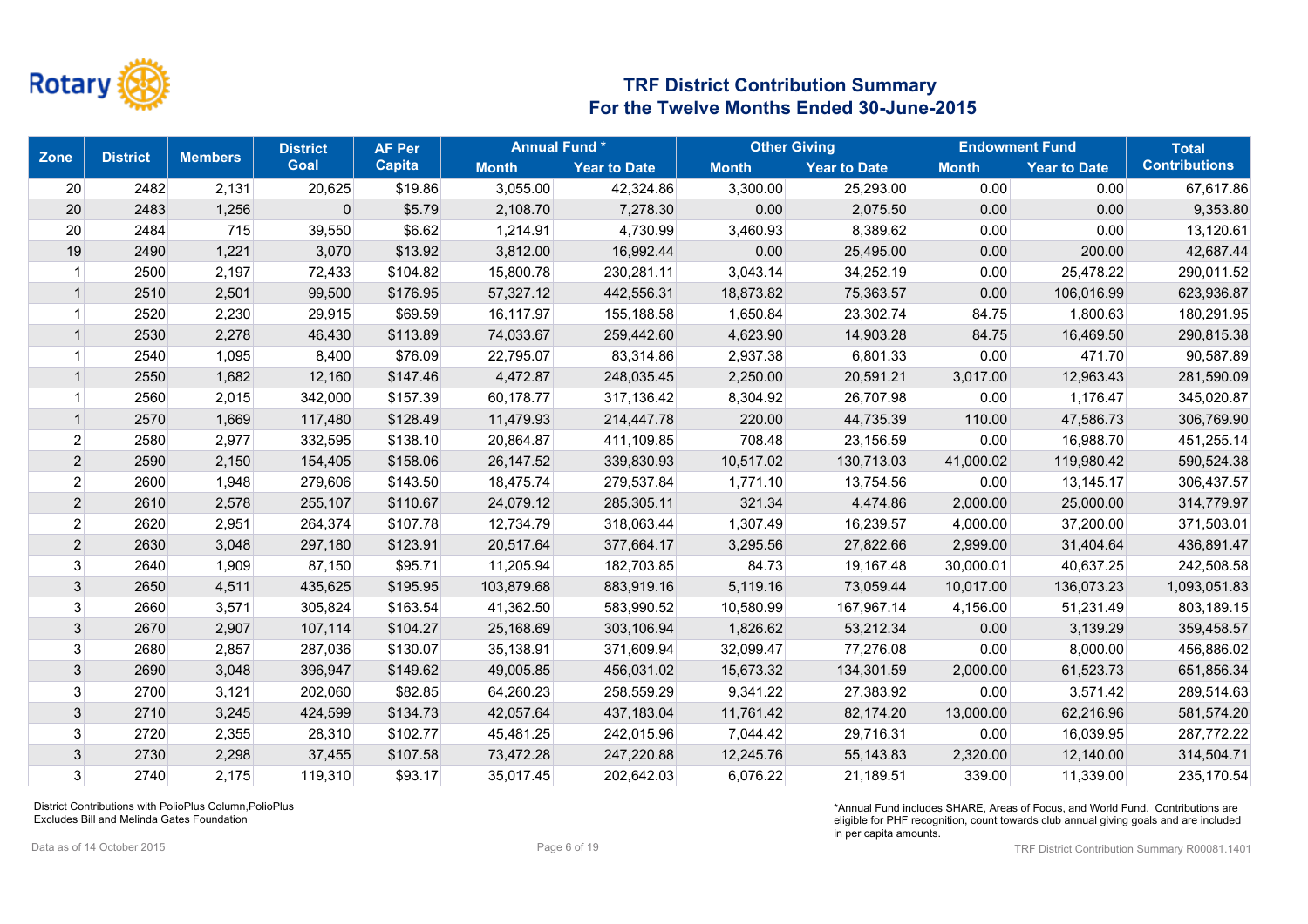# TRF District Contribution Summary
## For the Twelve Months Ended 30-June-2015

| Zone | District | Members | District Goal | AF Per Capita | Annual Fund * | | Other Giving | | Endowment Fund | | Total Contributions |
|---|---|---|---|---|---|---|---|---|---|---|---|
| | | | | | Month | Year to Date | Month | Year to Date | Month | Year to Date | |
| 20 | 2482 | 2,131 | 20,625 | $19.86 | 3,055.00 | 42,324.86 | 3,300.00 | 25,293.00 | 0.00 | 0.00 | 67,617.86 |
| 20 | 2483 | 1,256 | 0 | $5.79 | 2,108.70 | 7,278.30 | 0.00 | 2,075.50 | 0.00 | 0.00 | 9,353.80 |
| 20 | 2484 | 715 | 39,550 | $6.62 | 1,214.91 | 4,730.99 | 3,460.93 | 8,389.62 | 0.00 | 0.00 | 13,120.61 |
| 19 | 2490 | 1,221 | 3,070 | $13.92 | 3,812.00 | 16,992.44 | 0.00 | 25,495.00 | 0.00 | 200.00 | 42,687.44 |
| 1 | 2500 | 2,197 | 72,433 | $104.82 | 15,800.78 | 230,281.11 | 3,043.14 | 34,252.19 | 0.00 | 25,478.22 | 290,011.52 |
| 1 | 2510 | 2,501 | 99,500 | $176.95 | 57,327.12 | 442,556.31 | 18,873.82 | 75,363.57 | 0.00 | 106,016.99 | 623,936.87 |
| 1 | 2520 | 2,230 | 29,915 | $69.59 | 16,117.97 | 155,188.58 | 1,650.84 | 23,302.74 | 84.75 | 1,800.63 | 180,291.95 |
| 1 | 2530 | 2,278 | 46,430 | $113.89 | 74,033.67 | 259,442.60 | 4,623.90 | 14,903.28 | 84.75 | 16,469.50 | 290,815.38 |
| 1 | 2540 | 1,095 | 8,400 | $76.09 | 22,795.07 | 83,314.86 | 2,937.38 | 6,801.33 | 0.00 | 471.70 | 90,587.89 |
| 1 | 2550 | 1,682 | 12,160 | $147.46 | 4,472.87 | 248,035.45 | 2,250.00 | 20,591.21 | 3,017.00 | 12,963.43 | 281,590.09 |
| 1 | 2560 | 2,015 | 342,000 | $157.39 | 60,178.77 | 317,136.42 | 8,304.92 | 26,707.98 | 0.00 | 1,176.47 | 345,020.87 |
| 1 | 2570 | 1,669 | 117,480 | $128.49 | 11,479.93 | 214,447.78 | 220.00 | 44,735.39 | 110.00 | 47,586.73 | 306,769.90 |
| 2 | 2580 | 2,977 | 332,595 | $138.10 | 20,864.87 | 411,109.85 | 708.48 | 23,156.59 | 0.00 | 16,988.70 | 451,255.14 |
| 2 | 2590 | 2,150 | 154,405 | $158.06 | 26,147.52 | 339,830.93 | 10,517.02 | 130,713.03 | 41,000.02 | 119,980.42 | 590,524.38 |
| 2 | 2600 | 1,948 | 279,606 | $143.50 | 18,475.74 | 279,537.84 | 1,771.10 | 13,754.56 | 0.00 | 13,145.17 | 306,437.57 |
| 2 | 2610 | 2,578 | 255,107 | $110.67 | 24,079.12 | 285,305.11 | 321.34 | 4,474.86 | 2,000.00 | 25,000.00 | 314,779.97 |
| 2 | 2620 | 2,951 | 264,374 | $107.78 | 12,734.79 | 318,063.44 | 1,307.49 | 16,239.57 | 4,000.00 | 37,200.00 | 371,503.01 |
| 2 | 2630 | 3,048 | 297,180 | $123.91 | 20,517.64 | 377,664.17 | 3,295.56 | 27,822.66 | 2,999.00 | 31,404.64 | 436,891.47 |
| 3 | 2640 | 1,909 | 87,150 | $95.71 | 11,205.94 | 182,703.85 | 84.73 | 19,167.48 | 30,000.01 | 40,637.25 | 242,508.58 |
| 3 | 2650 | 4,511 | 435,625 | $195.95 | 103,879.68 | 883,919.16 | 5,119.16 | 73,059.44 | 10,017.00 | 136,073.23 | 1,093,051.83 |
| 3 | 2660 | 3,571 | 305,824 | $163.54 | 41,362.50 | 583,990.52 | 10,580.99 | 167,967.14 | 4,156.00 | 51,231.49 | 803,189.15 |
| 3 | 2670 | 2,907 | 107,114 | $104.27 | 25,168.69 | 303,106.94 | 1,826.62 | 53,212.34 | 0.00 | 3,139.29 | 359,458.57 |
| 3 | 2680 | 2,857 | 287,036 | $130.07 | 35,138.91 | 371,609.94 | 32,099.47 | 77,276.08 | 0.00 | 8,000.00 | 456,886.02 |
| 3 | 2690 | 3,048 | 396,947 | $149.62 | 49,005.85 | 456,031.02 | 15,673.32 | 134,301.59 | 2,000.00 | 61,523.73 | 651,856.34 |
| 3 | 2700 | 3,121 | 202,060 | $82.85 | 64,260.23 | 258,559.29 | 9,341.22 | 27,383.92 | 0.00 | 3,571.42 | 289,514.63 |
| 3 | 2710 | 3,245 | 424,599 | $134.73 | 42,057.64 | 437,183.04 | 11,761.42 | 82,174.20 | 13,000.00 | 62,216.96 | 581,574.20 |
| 3 | 2720 | 2,355 | 28,310 | $102.77 | 45,481.25 | 242,015.96 | 7,044.42 | 29,716.31 | 0.00 | 16,039.95 | 287,772.22 |
| 3 | 2730 | 2,298 | 37,455 | $107.58 | 73,472.28 | 247,220.88 | 12,245.76 | 55,143.83 | 2,320.00 | 12,140.00 | 314,504.71 |
| 3 | 2740 | 2,175 | 119,310 | $93.17 | 35,017.45 | 202,642.03 | 6,076.22 | 21,189.51 | 339.00 | 11,339.00 | 235,170.54 |

District Contributions with PolioPlus Column,PolioPlus
Excludes Bill and Melinda Gates Foundation

*Annual Fund includes SHARE, Areas of Focus, and World Fund. Contributions are eligible for PHF recognition, count towards club annual giving goals and are included in per capita amounts.

Data as of 14 October 2015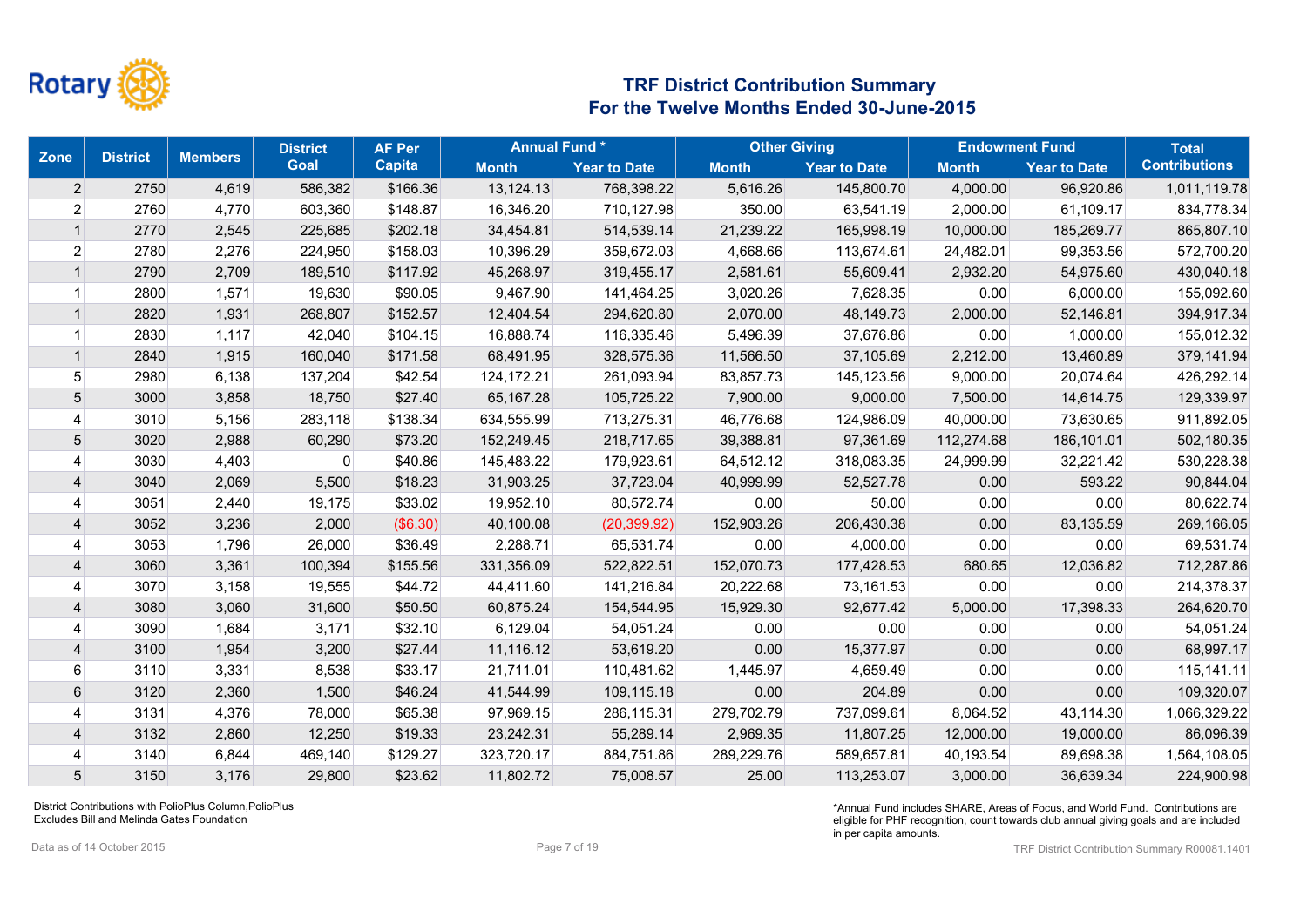# TRF District Contribution Summary
## For the Twelve Months Ended 30-June-2015

| Zone | District | Members | District Goal | AF Per Capita | Annual Fund * | | Other Giving | | Endowment Fund | | Total Contributions |
|---|---|---|---|---|---|---|---|---|---|---|---|
| | | | | | Month | Year to Date | Month | Year to Date | Month | Year to Date | |
| 2 | 2750 | 4,619 | 586,382 | $166.36 | 13,124.13 | 768,398.22 | 5,616.26 | 145,800.70 | 4,000.00 | 96,920.86 | 1,011,119.78 |
| 2 | 2760 | 4,770 | 603,360 | $148.87 | 16,346.20 | 710,127.98 | 350.00 | 63,541.19 | 2,000.00 | 61,109.17 | 834,778.34 |
| 1 | 2770 | 2,545 | 225,685 | $202.18 | 34,454.81 | 514,539.14 | 21,239.22 | 165,998.19 | 10,000.00 | 185,269.77 | 865,807.10 |
| 2 | 2780 | 2,276 | 224,950 | $158.03 | 10,396.29 | 359,672.03 | 4,668.66 | 113,674.61 | 24,482.01 | 99,353.56 | 572,700.20 |
| 1 | 2790 | 2,709 | 189,510 | $117.92 | 45,268.97 | 319,455.17 | 2,581.61 | 55,609.41 | 2,932.20 | 54,975.60 | 430,040.18 |
| 1 | 2800 | 1,571 | 19,630 | $90.05 | 9,467.90 | 141,464.25 | 3,020.26 | 7,628.35 | 0.00 | 6,000.00 | 155,092.60 |
| 1 | 2820 | 1,931 | 268,807 | $152.57 | 12,404.54 | 294,620.80 | 2,070.00 | 48,149.73 | 2,000.00 | 52,146.81 | 394,917.34 |
| 1 | 2830 | 1,117 | 42,040 | $104.15 | 16,888.74 | 116,335.46 | 5,496.39 | 37,676.86 | 0.00 | 1,000.00 | 155,012.32 |
| 1 | 2840 | 1,915 | 160,040 | $171.58 | 68,491.95 | 328,575.36 | 11,566.50 | 37,105.69 | 2,212.00 | 13,460.89 | 379,141.94 |
| 5 | 2980 | 6,138 | 137,204 | $42.54 | 124,172.21 | 261,093.94 | 83,857.73 | 145,123.56 | 9,000.00 | 20,074.64 | 426,292.14 |
| 5 | 3000 | 3,858 | 18,750 | $27.40 | 65,167.28 | 105,725.22 | 7,900.00 | 9,000.00 | 7,500.00 | 14,614.75 | 129,339.97 |
| 4 | 3010 | 5,156 | 283,118 | $138.34 | 634,555.99 | 713,275.31 | 46,776.68 | 124,986.09 | 40,000.00 | 73,630.65 | 911,892.05 |
| 5 | 3020 | 2,988 | 60,290 | $73.20 | 152,249.45 | 218,717.65 | 39,388.81 | 97,361.69 | 112,274.68 | 186,101.01 | 502,180.35 |
| 4 | 3030 | 4,403 | 0 | $40.86 | 145,483.22 | 179,923.61 | 64,512.12 | 318,083.35 | 24,999.99 | 32,221.42 | 530,228.38 |
| 4 | 3040 | 2,069 | 5,500 | $18.23 | 31,903.25 | 37,723.04 | 40,999.99 | 52,527.78 | 0.00 | 593.22 | 90,844.04 |
| 4 | 3051 | 2,440 | 19,175 | $33.02 | 19,952.10 | 80,572.74 | 0.00 | 50.00 | 0.00 | 0.00 | 80,622.74 |
| 4 | 3052 | 3,236 | 2,000 | ($6.30) | 40,100.08 | (20,399.92) | 152,903.26 | 206,430.38 | 0.00 | 83,135.59 | 269,166.05 |
| 4 | 3053 | 1,796 | 26,000 | $36.49 | 2,288.71 | 65,531.74 | 0.00 | 4,000.00 | 0.00 | 0.00 | 69,531.74 |
| 4 | 3060 | 3,361 | 100,394 | $155.56 | 331,356.09 | 522,822.51 | 152,070.73 | 177,428.53 | 680.65 | 12,036.82 | 712,287.86 |
| 4 | 3070 | 3,158 | 19,555 | $44.72 | 44,411.60 | 141,216.84 | 20,222.68 | 73,161.53 | 0.00 | 0.00 | 214,378.37 |
| 4 | 3080 | 3,060 | 31,600 | $50.50 | 60,875.24 | 154,544.95 | 15,929.30 | 92,677.42 | 5,000.00 | 17,398.33 | 264,620.70 |
| 4 | 3090 | 1,684 | 3,171 | $32.10 | 6,129.04 | 54,051.24 | 0.00 | 0.00 | 0.00 | 0.00 | 54,051.24 |
| 4 | 3100 | 1,954 | 3,200 | $27.44 | 11,116.12 | 53,619.20 | 0.00 | 15,377.97 | 0.00 | 0.00 | 68,997.17 |
| 6 | 3110 | 3,331 | 8,538 | $33.17 | 21,711.01 | 110,481.62 | 1,445.97 | 4,659.49 | 0.00 | 0.00 | 115,141.11 |
| 6 | 3120 | 2,360 | 1,500 | $46.24 | 41,544.99 | 109,115.18 | 0.00 | 204.89 | 0.00 | 0.00 | 109,320.07 |
| 4 | 3131 | 4,376 | 78,000 | $65.38 | 97,969.15 | 286,115.31 | 279,702.79 | 737,099.61 | 8,064.52 | 43,114.30 | 1,066,329.22 |
| 4 | 3132 | 2,860 | 12,250 | $19.33 | 23,242.31 | 55,289.14 | 2,969.35 | 11,807.25 | 12,000.00 | 19,000.00 | 86,096.39 |
| 4 | 3140 | 6,844 | 469,140 | $129.27 | 323,720.17 | 884,751.86 | 289,229.76 | 589,657.81 | 40,193.54 | 89,698.38 | 1,564,108.05 |
| 5 | 3150 | 3,176 | 29,800 | $23.62 | 11,802.72 | 75,008.57 | 25.00 | 113,253.07 | 3,000.00 | 36,639.34 | 224,900.98 |

District Contributions with PolioPlus Column,PolioPlus
Excludes Bill and Melinda Gates Foundation

*Annual Fund includes SHARE, Areas of Focus, and World Fund. Contributions are eligible for PHF recognition, count towards club annual giving goals and are included in per capita amounts.

Data as of 14 October 2015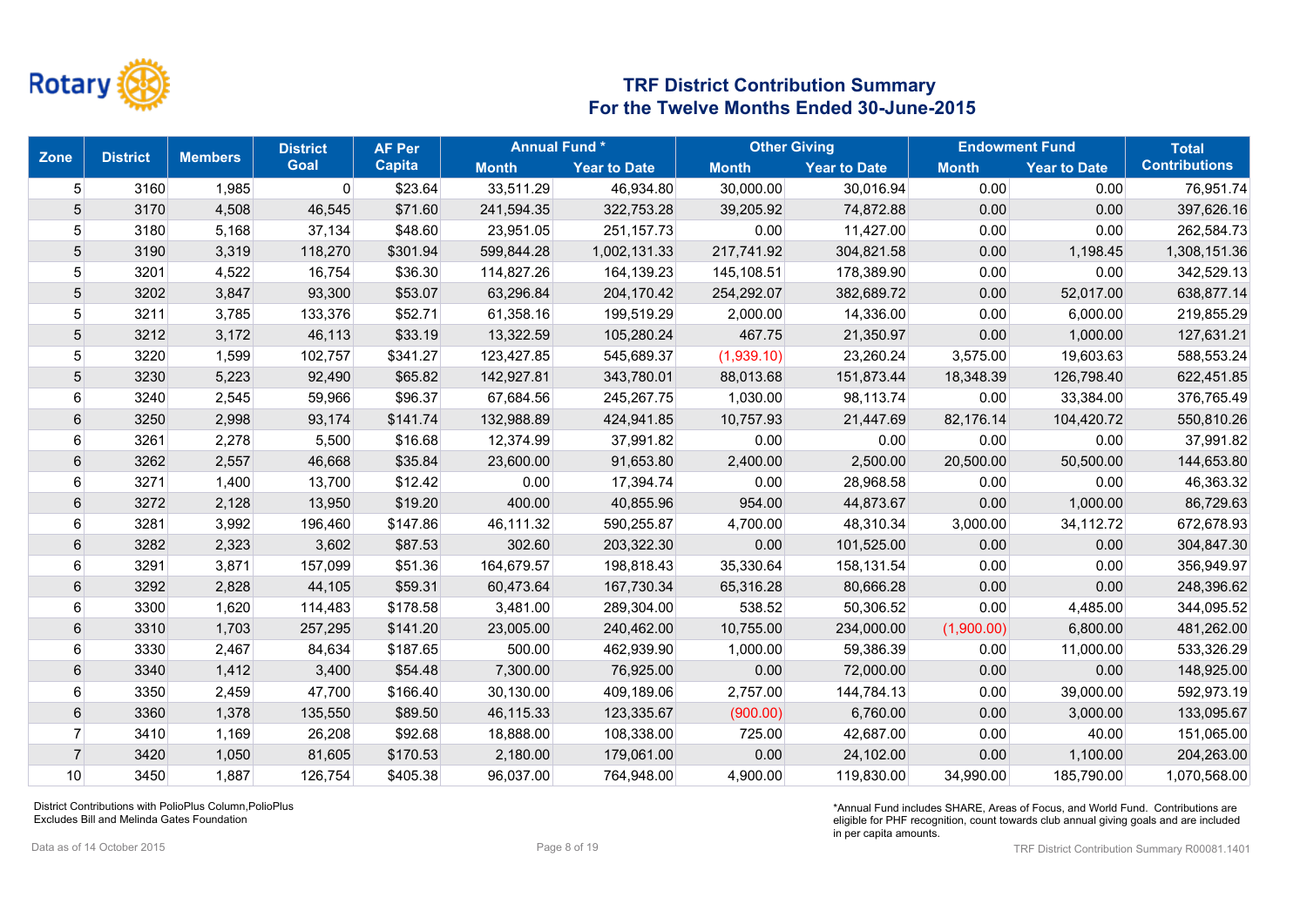# TRF District Contribution Summary
## For the Twelve Months Ended 30-June-2015

| Zone | District | Members | District Goal | AF Per Capita | Annual Fund * | | Other Giving | | Endowment Fund | | Total Contributions |
|---|---|---|---|---|---|---|---|---|---|---|---|
| | | | | | Month | Year to Date | Month | Year to Date | Month | Year to Date | |
| 5 | 3160 | 1,985 | 0 | $23.64 | 33,511.29 | 46,934.80 | 30,000.00 | 30,016.94 | 0.00 | 0.00 | 76,951.74 |
| 5 | 3170 | 4,508 | 46,545 | $71.60 | 241,594.35 | 322,753.28 | 39,205.92 | 74,872.88 | 0.00 | 0.00 | 397,626.16 |
| 5 | 3180 | 5,168 | 37,134 | $48.60 | 23,951.05 | 251,157.73 | 0.00 | 11,427.00 | 0.00 | 0.00 | 262,584.73 |
| 5 | 3190 | 3,319 | 118,270 | $301.94 | 599,844.28 | 1,002,131.33 | 217,741.92 | 304,821.58 | 0.00 | 1,198.45 | 1,308,151.36 |
| 5 | 3201 | 4,522 | 16,754 | $36.30 | 114,827.26 | 164,139.23 | 145,108.51 | 178,389.90 | 0.00 | 0.00 | 342,529.13 |
| 5 | 3202 | 3,847 | 93,300 | $53.07 | 63,296.84 | 204,170.42 | 254,292.07 | 382,689.72 | 0.00 | 52,017.00 | 638,877.14 |
| 5 | 3211 | 3,785 | 133,376 | $52.71 | 61,358.16 | 199,519.29 | 2,000.00 | 14,336.00 | 0.00 | 6,000.00 | 219,855.29 |
| 5 | 3212 | 3,172 | 46,113 | $33.19 | 13,322.59 | 105,280.24 | 467.75 | 21,350.97 | 0.00 | 1,000.00 | 127,631.21 |
| 5 | 3220 | 1,599 | 102,757 | $341.27 | 123,427.85 | 545,689.37 | (1,939.10) | 23,260.24 | 3,575.00 | 19,603.63 | 588,553.24 |
| 5 | 3230 | 5,223 | 92,490 | $65.82 | 142,927.81 | 343,780.01 | 88,013.68 | 151,873.44 | 18,348.39 | 126,798.40 | 622,451.85 |
| 6 | 3240 | 2,545 | 59,966 | $96.37 | 67,684.56 | 245,267.75 | 1,030.00 | 98,113.74 | 0.00 | 33,384.00 | 376,765.49 |
| 6 | 3250 | 2,998 | 93,174 | $141.74 | 132,988.89 | 424,941.85 | 10,757.93 | 21,447.69 | 82,176.14 | 104,420.72 | 550,810.26 |
| 6 | 3261 | 2,278 | 5,500 | $16.68 | 12,374.99 | 37,991.82 | 0.00 | 0.00 | 0.00 | 0.00 | 37,991.82 |
| 6 | 3262 | 2,557 | 46,668 | $35.84 | 23,600.00 | 91,653.80 | 2,400.00 | 2,500.00 | 20,500.00 | 50,500.00 | 144,653.80 |
| 6 | 3271 | 1,400 | 13,700 | $12.42 | 0.00 | 17,394.74 | 0.00 | 28,968.58 | 0.00 | 0.00 | 46,363.32 |
| 6 | 3272 | 2,128 | 13,950 | $19.20 | 400.00 | 40,855.96 | 954.00 | 44,873.67 | 0.00 | 1,000.00 | 86,729.63 |
| 6 | 3281 | 3,992 | 196,460 | $147.86 | 46,111.32 | 590,255.87 | 4,700.00 | 48,310.34 | 3,000.00 | 34,112.72 | 672,678.93 |
| 6 | 3282 | 2,323 | 3,602 | $87.53 | 302.60 | 203,322.30 | 0.00 | 101,525.00 | 0.00 | 0.00 | 304,847.30 |
| 6 | 3291 | 3,871 | 157,099 | $51.36 | 164,679.57 | 198,818.43 | 35,330.64 | 158,131.54 | 0.00 | 0.00 | 356,949.97 |
| 6 | 3292 | 2,828 | 44,105 | $59.31 | 60,473.64 | 167,730.34 | 65,316.28 | 80,666.28 | 0.00 | 0.00 | 248,396.62 |
| 6 | 3300 | 1,620 | 114,483 | $178.58 | 3,481.00 | 289,304.00 | 538.52 | 50,306.52 | 0.00 | 4,485.00 | 344,095.52 |
| 6 | 3310 | 1,703 | 257,295 | $141.20 | 23,005.00 | 240,462.00 | 10,755.00 | 234,000.00 | (1,900.00) | 6,800.00 | 481,262.00 |
| 6 | 3330 | 2,467 | 84,634 | $187.65 | 500.00 | 462,939.90 | 1,000.00 | 59,386.39 | 0.00 | 11,000.00 | 533,326.29 |
| 6 | 3340 | 1,412 | 3,400 | $54.48 | 7,300.00 | 76,925.00 | 0.00 | 72,000.00 | 0.00 | 0.00 | 148,925.00 |
| 6 | 3350 | 2,459 | 47,700 | $166.40 | 30,130.00 | 409,189.06 | 2,757.00 | 144,784.13 | 0.00 | 39,000.00 | 592,973.19 |
| 6 | 3360 | 1,378 | 135,550 | $89.50 | 46,115.33 | 123,335.67 | (900.00) | 6,760.00 | 0.00 | 3,000.00 | 133,095.67 |
| 7 | 3410 | 1,169 | 26,208 | $92.68 | 18,888.00 | 108,338.00 | 725.00 | 42,687.00 | 0.00 | 40.00 | 151,065.00 |
| 7 | 3420 | 1,050 | 81,605 | $170.53 | 2,180.00 | 179,061.00 | 0.00 | 24,102.00 | 0.00 | 1,100.00 | 204,263.00 |
| 10 | 3450 | 1,887 | 126,754 | $405.38 | 96,037.00 | 764,948.00 | 4,900.00 | 119,830.00 | 34,990.00 | 185,790.00 | 1,070,568.00 |

District Contributions with PolioPlus Column,PolioPlus
Excludes Bill and Melinda Gates Foundation

*Annual Fund includes SHARE, Areas of Focus, and World Fund. Contributions are eligible for PHF recognition, count towards club annual giving goals and are included in per capita amounts.

Data as of 14 October 2015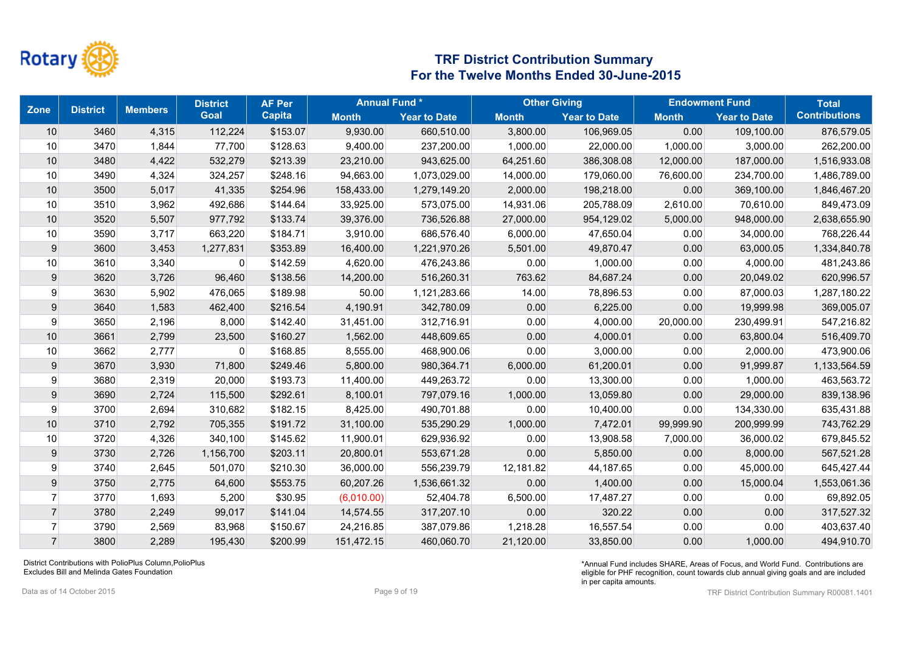# TRF District Contribution Summary
## For the Twelve Months Ended 30-June-2015

| Zone | District | Members | District Goal | AF Per Capita | Annual Fund * | | Other Giving | | Endowment Fund | | Total Contributions |
|---|---|---|---|---|---|---|---|---|---|---|---|
| | | | | | Month | Year to Date | Month | Year to Date | Month | Year to Date | |
| 10 | 3460 | 4,315 | 112,224 | $153.07 | 9,930.00 | 660,510.00 | 3,800.00 | 106,969.05 | 0.00 | 109,100.00 | 876,579.05 |
| 10 | 3470 | 1,844 | 77,700 | $128.63 | 9,400.00 | 237,200.00 | 1,000.00 | 22,000.00 | 1,000.00 | 3,000.00 | 262,200.00 |
| 10 | 3480 | 4,422 | 532,279 | $213.39 | 23,210.00 | 943,625.00 | 64,251.60 | 386,308.08 | 12,000.00 | 187,000.00 | 1,516,933.08 |
| 10 | 3490 | 4,324 | 324,257 | $248.16 | 94,663.00 | 1,073,029.00 | 14,000.00 | 179,060.00 | 76,600.00 | 234,700.00 | 1,486,789.00 |
| 10 | 3500 | 5,017 | 41,335 | $254.96 | 158,433.00 | 1,279,149.20 | 2,000.00 | 198,218.00 | 0.00 | 369,100.00 | 1,846,467.20 |
| 10 | 3510 | 3,962 | 492,686 | $144.64 | 33,925.00 | 573,075.00 | 14,931.06 | 205,788.09 | 2,610.00 | 70,610.00 | 849,473.09 |
| 10 | 3520 | 5,507 | 977,792 | $133.74 | 39,376.00 | 736,526.88 | 27,000.00 | 954,129.02 | 5,000.00 | 948,000.00 | 2,638,655.90 |
| 10 | 3590 | 3,717 | 663,220 | $184.71 | 3,910.00 | 686,576.40 | 6,000.00 | 47,650.04 | 0.00 | 34,000.00 | 768,226.44 |
| 9 | 3600 | 3,453 | 1,277,831 | $353.89 | 16,400.00 | 1,221,970.26 | 5,501.00 | 49,870.47 | 0.00 | 63,000.05 | 1,334,840.78 |
| 10 | 3610 | 3,340 | 0 | $142.59 | 4,620.00 | 476,243.86 | 0.00 | 1,000.00 | 0.00 | 4,000.00 | 481,243.86 |
| 9 | 3620 | 3,726 | 96,460 | $138.56 | 14,200.00 | 516,260.31 | 763.62 | 84,687.24 | 0.00 | 20,049.02 | 620,996.57 |
| 9 | 3630 | 5,902 | 476,065 | $189.98 | 50.00 | 1,121,283.66 | 14.00 | 78,896.53 | 0.00 | 87,000.03 | 1,287,180.22 |
| 9 | 3640 | 1,583 | 462,400 | $216.54 | 4,190.91 | 342,780.09 | 0.00 | 6,225.00 | 0.00 | 19,999.98 | 369,005.07 |
| 9 | 3650 | 2,196 | 8,000 | $142.40 | 31,451.00 | 312,716.91 | 0.00 | 4,000.00 | 20,000.00 | 230,499.91 | 547,216.82 |
| 10 | 3661 | 2,799 | 23,500 | $160.27 | 1,562.00 | 448,609.65 | 0.00 | 4,000.01 | 0.00 | 63,800.04 | 516,409.70 |
| 10 | 3662 | 2,777 | 0 | $168.85 | 8,555.00 | 468,900.06 | 0.00 | 3,000.00 | 0.00 | 2,000.00 | 473,900.06 |
| 9 | 3670 | 3,930 | 71,800 | $249.46 | 5,800.00 | 980,364.71 | 6,000.00 | 61,200.01 | 0.00 | 91,999.87 | 1,133,564.59 |
| 9 | 3680 | 2,319 | 20,000 | $193.73 | 11,400.00 | 449,263.72 | 0.00 | 13,300.00 | 0.00 | 1,000.00 | 463,563.72 |
| 9 | 3690 | 2,724 | 115,500 | $292.61 | 8,100.01 | 797,079.16 | 1,000.00 | 13,059.80 | 0.00 | 29,000.00 | 839,138.96 |
| 9 | 3700 | 2,694 | 310,682 | $182.15 | 8,425.00 | 490,701.88 | 0.00 | 10,400.00 | 0.00 | 134,330.00 | 635,431.88 |
| 10 | 3710 | 2,792 | 705,355 | $191.72 | 31,100.00 | 535,290.29 | 1,000.00 | 7,472.01 | 99,999.90 | 200,999.99 | 743,762.29 |
| 10 | 3720 | 4,326 | 340,100 | $145.62 | 11,900.01 | 629,936.92 | 0.00 | 13,908.58 | 7,000.00 | 36,000.02 | 679,845.52 |
| 9 | 3730 | 2,726 | 1,156,700 | $203.11 | 20,800.01 | 553,671.28 | 0.00 | 5,850.00 | 0.00 | 8,000.00 | 567,521.28 |
| 9 | 3740 | 2,645 | 501,070 | $210.30 | 36,000.00 | 556,239.79 | 12,181.82 | 44,187.65 | 0.00 | 45,000.00 | 645,427.44 |
| 9 | 3750 | 2,775 | 64,600 | $553.75 | 60,207.26 | 1,536,661.32 | 0.00 | 1,400.00 | 0.00 | 15,000.04 | 1,553,061.36 |
| 7 | 3770 | 1,693 | 5,200 | $30.95 | (6,010.00) | 52,404.78 | 6,500.00 | 17,487.27 | 0.00 | 0.00 | 69,892.05 |
| 7 | 3780 | 2,249 | 99,017 | $141.04 | 14,574.55 | 317,207.10 | 0.00 | 320.22 | 0.00 | 0.00 | 317,527.32 |
| 7 | 3790 | 2,569 | 83,968 | $150.67 | 24,216.85 | 387,079.86 | 1,218.28 | 16,557.54 | 0.00 | 0.00 | 403,637.40 |
| 7 | 3800 | 2,289 | 195,430 | $200.99 | 151,472.15 | 460,060.70 | 21,120.00 | 33,850.00 | 0.00 | 1,000.00 | 494,910.70 |

District Contributions with PolioPlus Column,PolioPlus Excludes Bill and Melinda Gates Foundation

*Annual Fund includes SHARE, Areas of Focus, and World Fund. Contributions are eligible for PHF recognition, count towards club annual giving goals and are included in per capita amounts.

Data as of 14 October 2015

TRF District Contribution Summary R00081.1401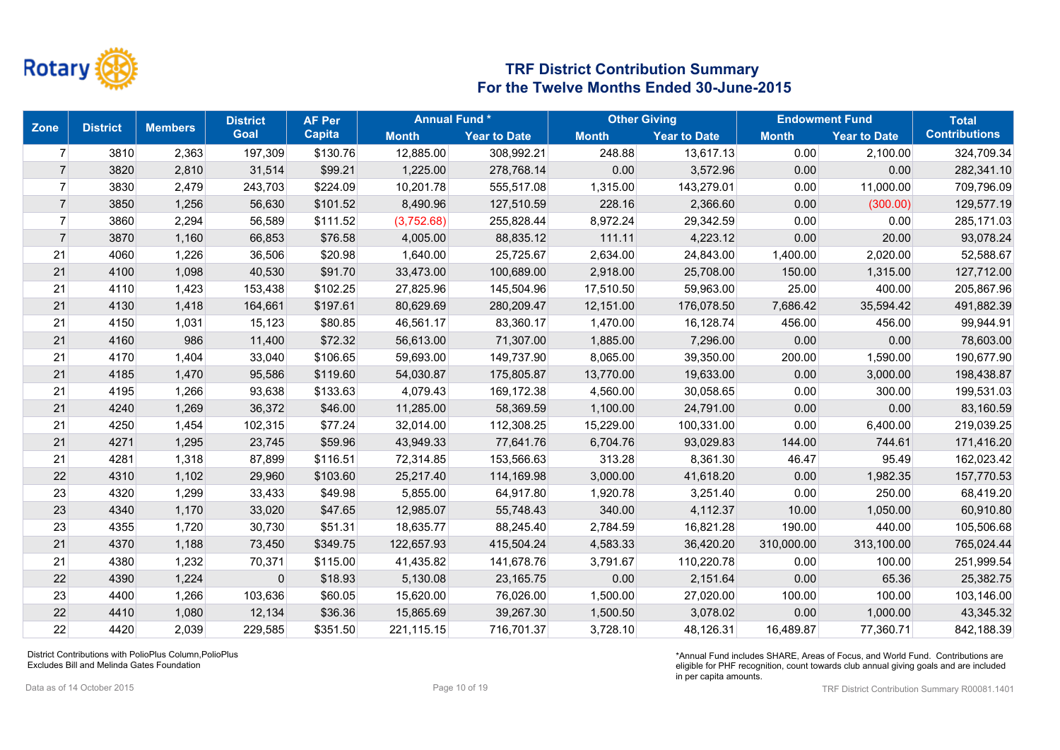Rotary

# TRF District Contribution Summary
## For the Twelve Months Ended 30-June-2015

| Zone | District | Members | District Goal | AF Per Capita | Annual Fund * | | Other Giving | | Endowment Fund | | Total Contributions |
|---|---|---|---|---|---|---|---|---|---|---|---|
| | | | | | Month | Year to Date | Month | Year to Date | Month | Year to Date | |
| 7 | 3810 | 2,363 | 197,309 | $130.76 | 12,885.00 | 308,992.21 | 248.88 | 13,617.13 | 0.00 | 2,100.00 | 324,709.34 |
| 7 | 3820 | 2,810 | 31,514 | $99.21 | 1,225.00 | 278,768.14 | 0.00 | 3,572.96 | 0.00 | 0.00 | 282,341.10 |
| 7 | 3830 | 2,479 | 243,703 | $224.09 | 10,201.78 | 555,517.08 | 1,315.00 | 143,279.01 | 0.00 | 11,000.00 | 709,796.09 |
| 7 | 3850 | 1,256 | 56,630 | $101.52 | 8,490.96 | 127,510.59 | 228.16 | 2,366.60 | 0.00 | (300.00) | 129,577.19 |
| 7 | 3860 | 2,294 | 56,589 | $111.52 | (3,752.68) | 255,828.44 | 8,972.24 | 29,342.59 | 0.00 | 0.00 | 285,171.03 |
| 7 | 3870 | 1,160 | 66,853 | $76.58 | 4,005.00 | 88,835.12 | 111.11 | 4,223.12 | 0.00 | 20.00 | 93,078.24 |
| 21 | 4060 | 1,226 | 36,506 | $20.98 | 1,640.00 | 25,725.67 | 2,634.00 | 24,843.00 | 1,400.00 | 2,020.00 | 52,588.67 |
| 21 | 4100 | 1,098 | 40,530 | $91.70 | 33,473.00 | 100,689.00 | 2,918.00 | 25,708.00 | 150.00 | 1,315.00 | 127,712.00 |
| 21 | 4110 | 1,423 | 153,438 | $102.25 | 27,825.96 | 145,504.96 | 17,510.50 | 59,963.00 | 25.00 | 400.00 | 205,867.96 |
| 21 | 4130 | 1,418 | 164,661 | $197.61 | 80,629.69 | 280,209.47 | 12,151.00 | 176,078.50 | 7,686.42 | 35,594.42 | 491,882.39 |
| 21 | 4150 | 1,031 | 15,123 | $80.85 | 46,561.17 | 83,360.17 | 1,470.00 | 16,128.74 | 456.00 | 456.00 | 99,944.91 |
| 21 | 4160 | 986 | 11,400 | $72.32 | 56,613.00 | 71,307.00 | 1,885.00 | 7,296.00 | 0.00 | 0.00 | 78,603.00 |
| 21 | 4170 | 1,404 | 33,040 | $106.65 | 59,693.00 | 149,737.90 | 8,065.00 | 39,350.00 | 200.00 | 1,590.00 | 190,677.90 |
| 21 | 4185 | 1,470 | 95,586 | $119.60 | 54,030.87 | 175,805.87 | 13,770.00 | 19,633.00 | 0.00 | 3,000.00 | 198,438.87 |
| 21 | 4195 | 1,266 | 93,638 | $133.63 | 4,079.43 | 169,172.38 | 4,560.00 | 30,058.65 | 0.00 | 300.00 | 199,531.03 |
| 21 | 4240 | 1,269 | 36,372 | $46.00 | 11,285.00 | 58,369.59 | 1,100.00 | 24,791.00 | 0.00 | 0.00 | 83,160.59 |
| 21 | 4250 | 1,454 | 102,315 | $77.24 | 32,014.00 | 112,308.25 | 15,229.00 | 100,331.00 | 0.00 | 6,400.00 | 219,039.25 |
| 21 | 4271 | 1,295 | 23,745 | $59.96 | 43,949.33 | 77,641.76 | 6,704.76 | 93,029.83 | 144.00 | 744.61 | 171,416.20 |
| 21 | 4281 | 1,318 | 87,899 | $116.51 | 72,314.85 | 153,566.63 | 313.28 | 8,361.30 | 46.47 | 95.49 | 162,023.42 |
| 22 | 4310 | 1,102 | 29,960 | $103.60 | 25,217.40 | 114,169.98 | 3,000.00 | 41,618.20 | 0.00 | 1,982.35 | 157,770.53 |
| 23 | 4320 | 1,299 | 33,433 | $49.98 | 5,855.00 | 64,917.80 | 1,920.78 | 3,251.40 | 0.00 | 250.00 | 68,419.20 |
| 23 | 4340 | 1,170 | 33,020 | $47.65 | 12,985.07 | 55,748.43 | 340.00 | 4,112.37 | 10.00 | 1,050.00 | 60,910.80 |
| 23 | 4355 | 1,720 | 30,730 | $51.31 | 18,635.77 | 88,245.40 | 2,784.59 | 16,821.28 | 190.00 | 440.00 | 105,506.68 |
| 21 | 4370 | 1,188 | 73,450 | $349.75 | 122,657.93 | 415,504.24 | 4,583.33 | 36,420.20 | 310,000.00 | 313,100.00 | 765,024.44 |
| 21 | 4380 | 1,232 | 70,371 | $115.00 | 41,435.82 | 141,678.76 | 3,791.67 | 110,220.78 | 0.00 | 100.00 | 251,999.54 |
| 22 | 4390 | 1,224 | 0 | $18.93 | 5,130.08 | 23,165.75 | 0.00 | 2,151.64 | 0.00 | 65.36 | 25,382.75 |
| 23 | 4400 | 1,266 | 103,636 | $60.05 | 15,620.00 | 76,026.00 | 1,500.00 | 27,020.00 | 100.00 | 100.00 | 103,146.00 |
| 22 | 4410 | 1,080 | 12,134 | $36.36 | 15,865.69 | 39,267.30 | 1,500.50 | 3,078.02 | 0.00 | 1,000.00 | 43,345.32 |
| 22 | 4420 | 2,039 | 229,585 | $351.50 | 221,115.15 | 716,701.37 | 3,728.10 | 48,126.31 | 16,489.87 | 77,360.71 | 842,188.39 |

District Contributions with PolioPlus Column,PolioPlus
Excludes Bill and Melinda Gates Foundation

*Annual Fund includes SHARE, Areas of Focus, and World Fund. Contributions are eligible for PHF recognition, count towards club annual giving goals and are included in per capita amounts.

Data as of 14 October 2015

TRF District Contribution Summary R00081.1401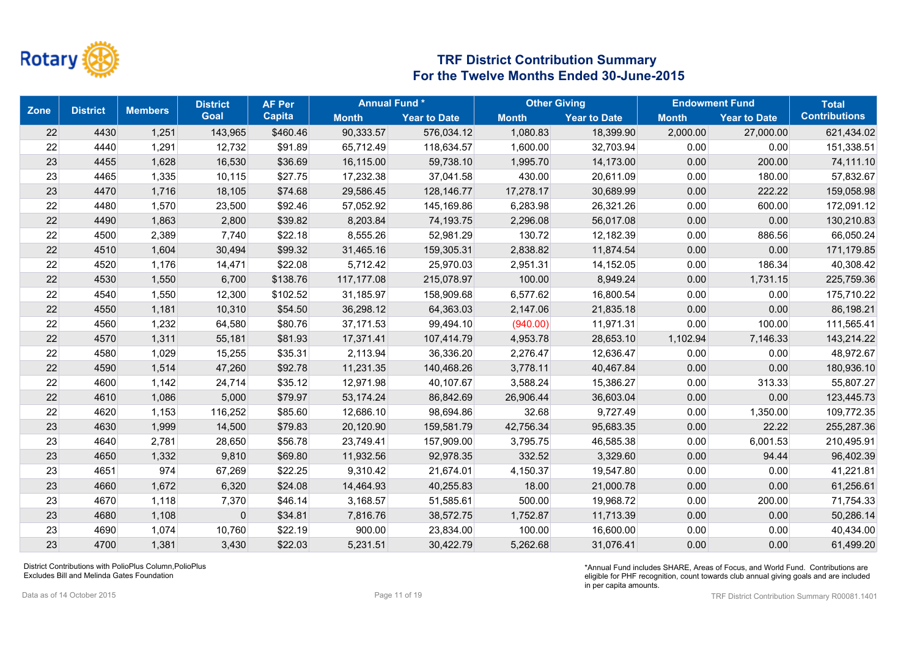Rotary

## TRF District Contribution Summary
## For the Twelve Months Ended 30-June-2015

| Zone | District | Members | District Goal | AF Per Capita | Annual Fund * | | Other Giving | | Endowment Fund | | Total Contributions |
|---|---|---|---|---|---|---|---|---|---|---|---|
| | | | | | Month | Year to Date | Month | Year to Date | Month | Year to Date | |
| 22 | 4430 | 1,251 | 143,965 | $460.46 | 90,333.57 | 576,034.12 | 1,080.83 | 18,399.90 | 2,000.00 | 27,000.00 | 621,434.02 |
| 22 | 4440 | 1,291 | 12,732 | $91.89 | 65,712.49 | 118,634.57 | 1,600.00 | 32,703.94 | 0.00 | 0.00 | 151,338.51 |
| 23 | 4455 | 1,628 | 16,530 | $36.69 | 16,115.00 | 59,738.10 | 1,995.70 | 14,173.00 | 0.00 | 200.00 | 74,111.10 |
| 23 | 4465 | 1,335 | 10,115 | $27.75 | 17,232.38 | 37,041.58 | 430.00 | 20,611.09 | 0.00 | 180.00 | 57,832.67 |
| 23 | 4470 | 1,716 | 18,105 | $74.68 | 29,586.45 | 128,146.77 | 17,278.17 | 30,689.99 | 0.00 | 222.22 | 159,058.98 |
| 22 | 4480 | 1,570 | 23,500 | $92.46 | 57,052.92 | 145,169.86 | 6,283.98 | 26,321.26 | 0.00 | 600.00 | 172,091.12 |
| 22 | 4490 | 1,863 | 2,800 | $39.82 | 8,203.84 | 74,193.75 | 2,296.08 | 56,017.08 | 0.00 | 0.00 | 130,210.83 |
| 22 | 4500 | 2,389 | 7,740 | $22.18 | 8,555.26 | 52,981.29 | 130.72 | 12,182.39 | 0.00 | 886.56 | 66,050.24 |
| 22 | 4510 | 1,604 | 30,494 | $99.32 | 31,465.16 | 159,305.31 | 2,838.82 | 11,874.54 | 0.00 | 0.00 | 171,179.85 |
| 22 | 4520 | 1,176 | 14,471 | $22.08 | 5,712.42 | 25,970.03 | 2,951.31 | 14,152.05 | 0.00 | 186.34 | 40,308.42 |
| 22 | 4530 | 1,550 | 6,700 | $138.76 | 117,177.08 | 215,078.97 | 100.00 | 8,949.24 | 0.00 | 1,731.15 | 225,759.36 |
| 22 | 4540 | 1,550 | 12,300 | $102.52 | 31,185.97 | 158,909.68 | 6,577.62 | 16,800.54 | 0.00 | 0.00 | 175,710.22 |
| 22 | 4550 | 1,181 | 10,310 | $54.50 | 36,298.12 | 64,363.03 | 2,147.06 | 21,835.18 | 0.00 | 0.00 | 86,198.21 |
| 22 | 4560 | 1,232 | 64,580 | $80.76 | 37,171.53 | 99,494.10 | (940.00) | 11,971.31 | 0.00 | 100.00 | 111,565.41 |
| 22 | 4570 | 1,311 | 55,181 | $81.93 | 17,371.41 | 107,414.79 | 4,953.78 | 28,653.10 | 1,102.94 | 7,146.33 | 143,214.22 |
| 22 | 4580 | 1,029 | 15,255 | $35.31 | 2,113.94 | 36,336.20 | 2,276.47 | 12,636.47 | 0.00 | 0.00 | 48,972.67 |
| 22 | 4590 | 1,514 | 47,260 | $92.78 | 11,231.35 | 140,468.26 | 3,778.11 | 40,467.84 | 0.00 | 0.00 | 180,936.10 |
| 22 | 4600 | 1,142 | 24,714 | $35.12 | 12,971.98 | 40,107.67 | 3,588.24 | 15,386.27 | 0.00 | 313.33 | 55,807.27 |
| 22 | 4610 | 1,086 | 5,000 | $79.97 | 53,174.24 | 86,842.69 | 26,906.44 | 36,603.04 | 0.00 | 0.00 | 123,445.73 |
| 22 | 4620 | 1,153 | 116,252 | $85.60 | 12,686.10 | 98,694.86 | 32.68 | 9,727.49 | 0.00 | 1,350.00 | 109,772.35 |
| 23 | 4630 | 1,999 | 14,500 | $79.83 | 20,120.90 | 159,581.79 | 42,756.34 | 95,683.35 | 0.00 | 22.22 | 255,287.36 |
| 23 | 4640 | 2,781 | 28,650 | $56.78 | 23,749.41 | 157,909.00 | 3,795.75 | 46,585.38 | 0.00 | 6,001.53 | 210,495.91 |
| 23 | 4650 | 1,332 | 9,810 | $69.80 | 11,932.56 | 92,978.35 | 332.52 | 3,329.60 | 0.00 | 94.44 | 96,402.39 |
| 23 | 4651 | 974 | 67,269 | $22.25 | 9,310.42 | 21,674.01 | 4,150.37 | 19,547.80 | 0.00 | 0.00 | 41,221.81 |
| 23 | 4660 | 1,672 | 6,320 | $24.08 | 14,464.93 | 40,255.83 | 18.00 | 21,000.78 | 0.00 | 0.00 | 61,256.61 |
| 23 | 4670 | 1,118 | 7,370 | $46.14 | 3,168.57 | 51,585.61 | 500.00 | 19,968.72 | 0.00 | 200.00 | 71,754.33 |
| 23 | 4680 | 1,108 | 0 | $34.81 | 7,816.76 | 38,572.75 | 1,752.87 | 11,713.39 | 0.00 | 0.00 | 50,286.14 |
| 23 | 4690 | 1,074 | 10,760 | $22.19 | 900.00 | 23,834.00 | 100.00 | 16,600.00 | 0.00 | 0.00 | 40,434.00 |
| 23 | 4700 | 1,381 | 3,430 | $22.03 | 5,231.51 | 30,422.79 | 5,262.68 | 31,076.41 | 0.00 | 0.00 | 61,499.20 |

District Contributions with PolioPlus Column,PolioPlus Excludes Bill and Melinda Gates Foundation

*Annual Fund includes SHARE, Areas of Focus, and World Fund. Contributions are eligible for PHF recognition, count towards club annual giving goals and are included in per capita amounts.

Data as of 14 October 2015

TRF District Contribution Summary R00081.1401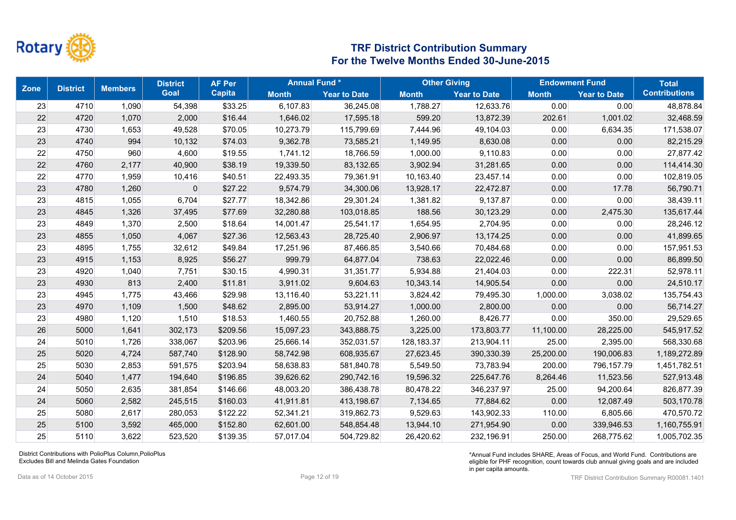# TRF District Contribution Summary
## For the Twelve Months Ended 30-June-2015

| Zone | District | Members | District Goal | AF Per Capita | Annual Fund * | | Other Giving | | Endowment Fund | | Total Contributions |
|---|---|---|---|---|---|---|---|---|---|---|---|
| | | | | | Month | Year to Date | Month | Year to Date | Month | Year to Date | |
| 23 | 4710 | 1,090 | 54,398 | $33.25 | 6,107.83 | 36,245.08 | 1,788.27 | 12,633.76 | 0.00 | 0.00 | 48,878.84 |
| 22 | 4720 | 1,070 | 2,000 | $16.44 | 1,646.02 | 17,595.18 | 599.20 | 13,872.39 | 202.61 | 1,001.02 | 32,468.59 |
| 23 | 4730 | 1,653 | 49,528 | $70.05 | 10,273.79 | 115,799.69 | 7,444.96 | 49,104.03 | 0.00 | 6,634.35 | 171,538.07 |
| 23 | 4740 | 994 | 10,132 | $74.03 | 9,362.78 | 73,585.21 | 1,149.95 | 8,630.08 | 0.00 | 0.00 | 82,215.29 |
| 22 | 4750 | 960 | 4,600 | $19.55 | 1,741.12 | 18,766.59 | 1,000.00 | 9,110.83 | 0.00 | 0.00 | 27,877.42 |
| 22 | 4760 | 2,177 | 40,900 | $38.19 | 19,339.50 | 83,132.65 | 3,902.94 | 31,281.65 | 0.00 | 0.00 | 114,414.30 |
| 22 | 4770 | 1,959 | 10,416 | $40.51 | 22,493.35 | 79,361.91 | 10,163.40 | 23,457.14 | 0.00 | 0.00 | 102,819.05 |
| 23 | 4780 | 1,260 | 0 | $27.22 | 9,574.79 | 34,300.06 | 13,928.17 | 22,472.87 | 0.00 | 17.78 | 56,790.71 |
| 23 | 4815 | 1,055 | 6,704 | $27.77 | 18,342.86 | 29,301.24 | 1,381.82 | 9,137.87 | 0.00 | 0.00 | 38,439.11 |
| 23 | 4845 | 1,326 | 37,495 | $77.69 | 32,280.88 | 103,018.85 | 188.56 | 30,123.29 | 0.00 | 2,475.30 | 135,617.44 |
| 23 | 4849 | 1,370 | 2,500 | $18.64 | 14,001.47 | 25,541.17 | 1,654.95 | 2,704.95 | 0.00 | 0.00 | 28,246.12 |
| 23 | 4855 | 1,050 | 4,067 | $27.36 | 12,563.43 | 28,725.40 | 2,906.97 | 13,174.25 | 0.00 | 0.00 | 41,899.65 |
| 23 | 4895 | 1,755 | 32,612 | $49.84 | 17,251.96 | 87,466.85 | 3,540.66 | 70,484.68 | 0.00 | 0.00 | 157,951.53 |
| 23 | 4915 | 1,153 | 8,925 | $56.27 | 999.79 | 64,877.04 | 738.63 | 22,022.46 | 0.00 | 0.00 | 86,899.50 |
| 23 | 4920 | 1,040 | 7,751 | $30.15 | 4,990.31 | 31,351.77 | 5,934.88 | 21,404.03 | 0.00 | 222.31 | 52,978.11 |
| 23 | 4930 | 813 | 2,400 | $11.81 | 3,911.02 | 9,604.63 | 10,343.14 | 14,905.54 | 0.00 | 0.00 | 24,510.17 |
| 23 | 4945 | 1,775 | 43,466 | $29.98 | 13,116.40 | 53,221.11 | 3,824.42 | 79,495.30 | 1,000.00 | 3,038.02 | 135,754.43 |
| 23 | 4970 | 1,109 | 1,500 | $48.62 | 2,895.00 | 53,914.27 | 1,000.00 | 2,800.00 | 0.00 | 0.00 | 56,714.27 |
| 23 | 4980 | 1,120 | 1,510 | $18.53 | 1,460.55 | 20,752.88 | 1,260.00 | 8,426.77 | 0.00 | 350.00 | 29,529.65 |
| 26 | 5000 | 1,641 | 302,173 | $209.56 | 15,097.23 | 343,888.75 | 3,225.00 | 173,803.77 | 11,100.00 | 28,225.00 | 545,917.52 |
| 24 | 5010 | 1,726 | 338,067 | $203.96 | 25,666.14 | 352,031.57 | 128,183.37 | 213,904.11 | 25.00 | 2,395.00 | 568,330.68 |
| 25 | 5020 | 4,724 | 587,740 | $128.90 | 58,742.98 | 608,935.67 | 27,623.45 | 390,330.39 | 25,200.00 | 190,006.83 | 1,189,272.89 |
| 25 | 5030 | 2,853 | 591,575 | $203.94 | 58,638.83 | 581,840.78 | 5,549.50 | 73,783.94 | 200.00 | 796,157.79 | 1,451,782.51 |
| 24 | 5040 | 1,477 | 194,640 | $196.85 | 39,626.62 | 290,742.16 | 19,596.32 | 225,647.76 | 8,264.46 | 11,523.56 | 527,913.48 |
| 24 | 5050 | 2,635 | 381,854 | $146.66 | 48,003.20 | 386,438.78 | 80,478.22 | 346,237.97 | 25.00 | 94,200.64 | 826,877.39 |
| 24 | 5060 | 2,582 | 245,515 | $160.03 | 41,911.81 | 413,198.67 | 7,134.65 | 77,884.62 | 0.00 | 12,087.49 | 503,170.78 |
| 25 | 5080 | 2,617 | 280,053 | $122.22 | 52,341.21 | 319,862.73 | 9,529.63 | 143,902.33 | 110.00 | 6,805.66 | 470,570.72 |
| 25 | 5100 | 3,592 | 465,000 | $152.80 | 62,601.00 | 548,854.48 | 13,944.10 | 271,954.90 | 0.00 | 339,946.53 | 1,160,755.91 |
| 25 | 5110 | 3,622 | 523,520 | $139.35 | 57,017.04 | 504,729.82 | 26,420.62 | 232,196.91 | 250.00 | 268,775.62 | 1,005,702.35 |

District Contributions with PolioPlus Column,PolioPlus
Excludes Bill and Melinda Gates Foundation

*Annual Fund includes SHARE, Areas of Focus, and World Fund. Contributions are eligible for PHF recognition, count towards club annual giving goals and are included in per capita amounts.

Data as of 14 October 2015

TRF District Contribution Summary R00081.1401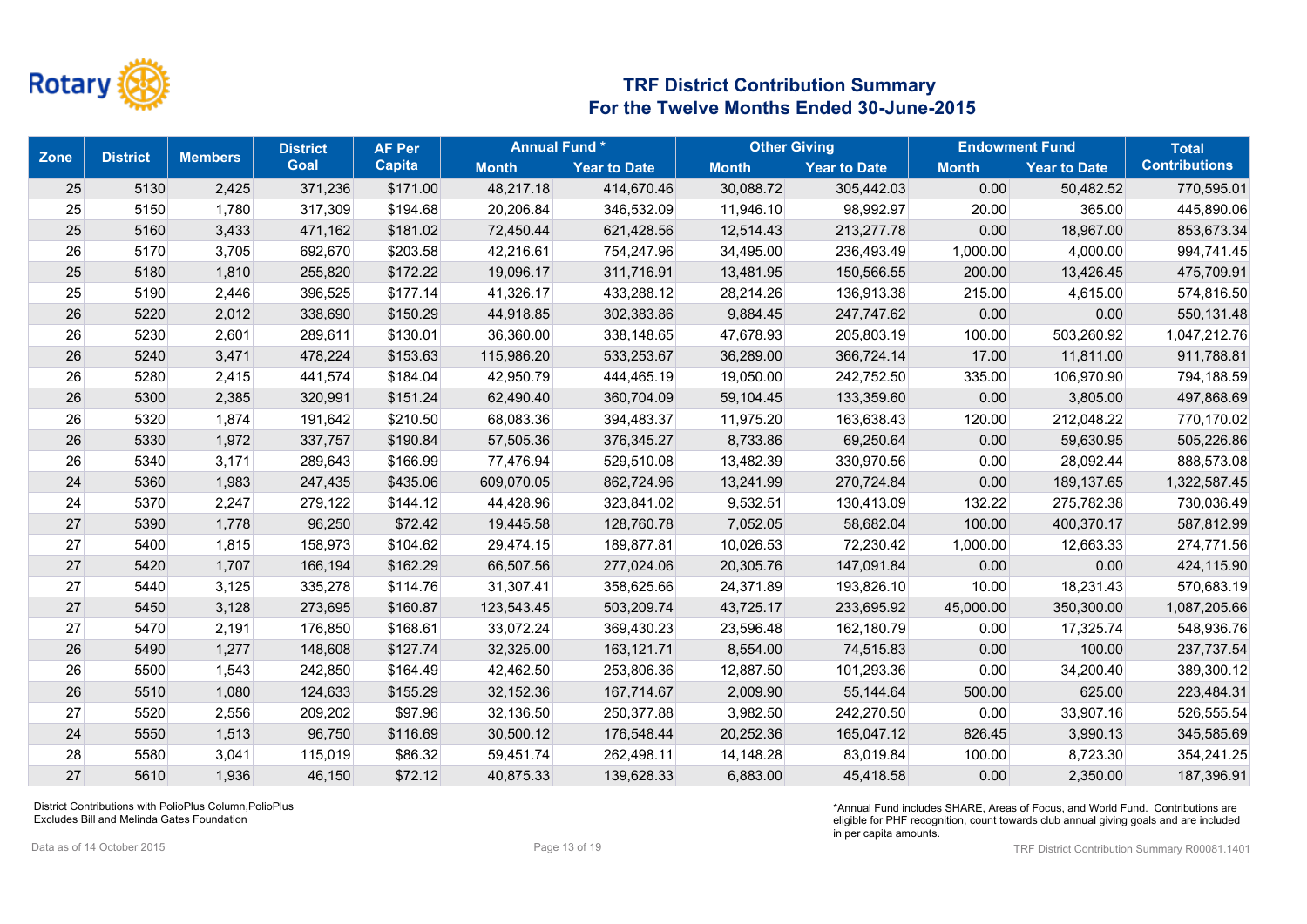## TRF District Contribution Summary
## For the Twelve Months Ended 30-June-2015

| Zone | District | Members | District Goal | AF Per Capita | Annual Fund * | | Other Giving | | Endowment Fund | | Total Contributions |
|---|---|---|---|---|---|---|---|---|---|---|---|
| | | | | | Month | Year to Date | Month | Year to Date | Month | Year to Date | |
| 25 | 5130 | 2,425 | 371,236 | $171.00 | 48,217.18 | 414,670.46 | 30,088.72 | 305,442.03 | 0.00 | 50,482.52 | 770,595.01 |
| 25 | 5150 | 1,780 | 317,309 | $194.68 | 20,206.84 | 346,532.09 | 11,946.10 | 98,992.97 | 20.00 | 365.00 | 445,890.06 |
| 25 | 5160 | 3,433 | 471,162 | $181.02 | 72,450.44 | 621,428.56 | 12,514.43 | 213,277.78 | 0.00 | 18,967.00 | 853,673.34 |
| 26 | 5170 | 3,705 | 692,670 | $203.58 | 42,216.61 | 754,247.96 | 34,495.00 | 236,493.49 | 1,000.00 | 4,000.00 | 994,741.45 |
| 25 | 5180 | 1,810 | 255,820 | $172.22 | 19,096.17 | 311,716.91 | 13,481.95 | 150,566.55 | 200.00 | 13,426.45 | 475,709.91 |
| 25 | 5190 | 2,446 | 396,525 | $177.14 | 41,326.17 | 433,288.12 | 28,214.26 | 136,913.38 | 215.00 | 4,615.00 | 574,816.50 |
| 26 | 5220 | 2,012 | 338,690 | $150.29 | 44,918.85 | 302,383.86 | 9,884.45 | 247,747.62 | 0.00 | 0.00 | 550,131.48 |
| 26 | 5230 | 2,601 | 289,611 | $130.01 | 36,360.00 | 338,148.65 | 47,678.93 | 205,803.19 | 100.00 | 503,260.92 | 1,047,212.76 |
| 26 | 5240 | 3,471 | 478,224 | $153.63 | 115,986.20 | 533,253.67 | 36,289.00 | 366,724.14 | 17.00 | 11,811.00 | 911,788.81 |
| 26 | 5280 | 2,415 | 441,574 | $184.04 | 42,950.79 | 444,465.19 | 19,050.00 | 242,752.50 | 335.00 | 106,970.90 | 794,188.59 |
| 26 | 5300 | 2,385 | 320,991 | $151.24 | 62,490.40 | 360,704.09 | 59,104.45 | 133,359.60 | 0.00 | 3,805.00 | 497,868.69 |
| 26 | 5320 | 1,874 | 191,642 | $210.50 | 68,083.36 | 394,483.37 | 11,975.20 | 163,638.43 | 120.00 | 212,048.22 | 770,170.02 |
| 26 | 5330 | 1,972 | 337,757 | $190.84 | 57,505.36 | 376,345.27 | 8,733.86 | 69,250.64 | 0.00 | 59,630.95 | 505,226.86 |
| 26 | 5340 | 3,171 | 289,643 | $166.99 | 77,476.94 | 529,510.08 | 13,482.39 | 330,970.56 | 0.00 | 28,092.44 | 888,573.08 |
| 24 | 5360 | 1,983 | 247,435 | $435.06 | 609,070.05 | 862,724.96 | 13,241.99 | 270,724.84 | 0.00 | 189,137.65 | 1,322,587.45 |
| 24 | 5370 | 2,247 | 279,122 | $144.12 | 44,428.96 | 323,841.02 | 9,532.51 | 130,413.09 | 132.22 | 275,782.38 | 730,036.49 |
| 27 | 5390 | 1,778 | 96,250 | $72.42 | 19,445.58 | 128,760.78 | 7,052.05 | 58,682.04 | 100.00 | 400,370.17 | 587,812.99 |
| 27 | 5400 | 1,815 | 158,973 | $104.62 | 29,474.15 | 189,877.81 | 10,026.53 | 72,230.42 | 1,000.00 | 12,663.33 | 274,771.56 |
| 27 | 5420 | 1,707 | 166,194 | $162.29 | 66,507.56 | 277,024.06 | 20,305.76 | 147,091.84 | 0.00 | 0.00 | 424,115.90 |
| 27 | 5440 | 3,125 | 335,278 | $114.76 | 31,307.41 | 358,625.66 | 24,371.89 | 193,826.10 | 10.00 | 18,231.43 | 570,683.19 |
| 27 | 5450 | 3,128 | 273,695 | $160.87 | 123,543.45 | 503,209.74 | 43,725.17 | 233,695.92 | 45,000.00 | 350,300.00 | 1,087,205.66 |
| 27 | 5470 | 2,191 | 176,850 | $168.61 | 33,072.24 | 369,430.23 | 23,596.48 | 162,180.79 | 0.00 | 17,325.74 | 548,936.76 |
| 26 | 5490 | 1,277 | 148,608 | $127.74 | 32,325.00 | 163,121.71 | 8,554.00 | 74,515.83 | 0.00 | 100.00 | 237,737.54 |
| 26 | 5500 | 1,543 | 242,850 | $164.49 | 42,462.50 | 253,806.36 | 12,887.50 | 101,293.36 | 0.00 | 34,200.40 | 389,300.12 |
| 26 | 5510 | 1,080 | 124,633 | $155.29 | 32,152.36 | 167,714.67 | 2,009.90 | 55,144.64 | 500.00 | 625.00 | 223,484.31 |
| 27 | 5520 | 2,556 | 209,202 | $97.96 | 32,136.50 | 250,377.88 | 3,982.50 | 242,270.50 | 0.00 | 33,907.16 | 526,555.54 |
| 24 | 5550 | 1,513 | 96,750 | $116.69 | 30,500.12 | 176,548.44 | 20,252.36 | 165,047.12 | 826.45 | 3,990.13 | 345,585.69 |
| 28 | 5580 | 3,041 | 115,019 | $86.32 | 59,451.74 | 262,498.11 | 14,148.28 | 83,019.84 | 100.00 | 8,723.30 | 354,241.25 |
| 27 | 5610 | 1,936 | 46,150 | $72.12 | 40,875.33 | 139,628.33 | 6,883.00 | 45,418.58 | 0.00 | 2,350.00 | 187,396.91 |

District Contributions with PolioPlus Column,PolioPlus Excludes Bill and Melinda Gates Foundation

*Annual Fund includes SHARE, Areas of Focus, and World Fund. Contributions are eligible for PHF recognition, count towards club annual giving goals and are included in per capita amounts.

Data as of 14 October 2015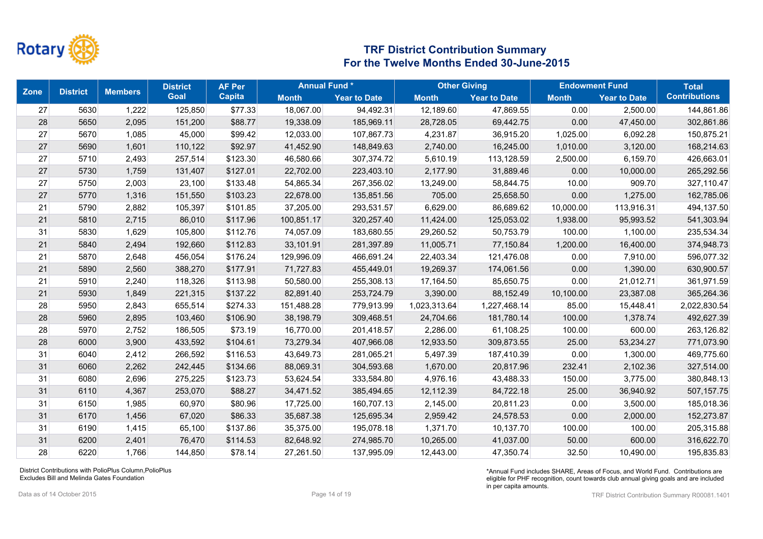# TRF District Contribution Summary
## For the Twelve Months Ended 30-June-2015

| Zone | District | Members | District Goal | AF Per Capita | Annual Fund * | | Other Giving | | Endowment Fund | | Total Contributions |
|---|---|---|---|---|---|---|---|---|---|---|---|
| | | | | | Month | Year to Date | Month | Year to Date | Month | Year to Date | |
| 27 | 5630 | 1,222 | 125,850 | $77.33 | 18,067.00 | 94,492.31 | 12,189.60 | 47,869.55 | 0.00 | 2,500.00 | 144,861.86 |
| 28 | 5650 | 2,095 | 151,200 | $88.77 | 19,338.09 | 185,969.11 | 28,728.05 | 69,442.75 | 0.00 | 47,450.00 | 302,861.86 |
| 27 | 5670 | 1,085 | 45,000 | $99.42 | 12,033.00 | 107,867.73 | 4,231.87 | 36,915.20 | 1,025.00 | 6,092.28 | 150,875.21 |
| 27 | 5690 | 1,601 | 110,122 | $92.97 | 41,452.90 | 148,849.63 | 2,740.00 | 16,245.00 | 1,010.00 | 3,120.00 | 168,214.63 |
| 27 | 5710 | 2,493 | 257,514 | $123.30 | 46,580.66 | 307,374.72 | 5,610.19 | 113,128.59 | 2,500.00 | 6,159.70 | 426,663.01 |
| 27 | 5730 | 1,759 | 131,407 | $127.01 | 22,702.00 | 223,403.10 | 2,177.90 | 31,889.46 | 0.00 | 10,000.00 | 265,292.56 |
| 27 | 5750 | 2,003 | 23,100 | $133.48 | 54,865.34 | 267,356.02 | 13,249.00 | 58,844.75 | 10.00 | 909.70 | 327,110.47 |
| 27 | 5770 | 1,316 | 151,550 | $103.23 | 22,678.00 | 135,851.56 | 705.00 | 25,658.50 | 0.00 | 1,275.00 | 162,785.06 |
| 21 | 5790 | 2,882 | 105,397 | $101.85 | 37,205.00 | 293,531.57 | 6,629.00 | 86,689.62 | 10,000.00 | 113,916.31 | 494,137.50 |
| 21 | 5810 | 2,715 | 86,010 | $117.96 | 100,851.17 | 320,257.40 | 11,424.00 | 125,053.02 | 1,938.00 | 95,993.52 | 541,303.94 |
| 31 | 5830 | 1,629 | 105,800 | $112.76 | 74,057.09 | 183,680.55 | 29,260.52 | 50,753.79 | 100.00 | 1,100.00 | 235,534.34 |
| 21 | 5840 | 2,494 | 192,660 | $112.83 | 33,101.91 | 281,397.89 | 11,005.71 | 77,150.84 | 1,200.00 | 16,400.00 | 374,948.73 |
| 21 | 5870 | 2,648 | 456,054 | $176.24 | 129,996.09 | 466,691.24 | 22,403.34 | 121,476.08 | 0.00 | 7,910.00 | 596,077.32 |
| 21 | 5890 | 2,560 | 388,270 | $177.91 | 71,727.83 | 455,449.01 | 19,269.37 | 174,061.56 | 0.00 | 1,390.00 | 630,900.57 |
| 21 | 5910 | 2,240 | 118,326 | $113.98 | 50,580.00 | 255,308.13 | 17,164.50 | 85,650.75 | 0.00 | 21,012.71 | 361,971.59 |
| 21 | 5930 | 1,849 | 221,315 | $137.22 | 82,891.40 | 253,724.79 | 3,390.00 | 88,152.49 | 10,100.00 | 23,387.08 | 365,264.36 |
| 28 | 5950 | 2,843 | 655,514 | $274.33 | 151,488.28 | 779,913.99 | 1,023,313.64 | 1,227,468.14 | 85.00 | 15,448.41 | 2,022,830.54 |
| 28 | 5960 | 2,895 | 103,460 | $106.90 | 38,198.79 | 309,468.51 | 24,704.66 | 181,780.14 | 100.00 | 1,378.74 | 492,627.39 |
| 28 | 5970 | 2,752 | 186,505 | $73.19 | 16,770.00 | 201,418.57 | 2,286.00 | 61,108.25 | 100.00 | 600.00 | 263,126.82 |
| 28 | 6000 | 3,900 | 433,592 | $104.61 | 73,279.34 | 407,966.08 | 12,933.50 | 309,873.55 | 25.00 | 53,234.27 | 771,073.90 |
| 31 | 6040 | 2,412 | 266,592 | $116.53 | 43,649.73 | 281,065.21 | 5,497.39 | 187,410.39 | 0.00 | 1,300.00 | 469,775.60 |
| 31 | 6060 | 2,262 | 242,445 | $134.66 | 88,069.31 | 304,593.68 | 1,670.00 | 20,817.96 | 232.41 | 2,102.36 | 327,514.00 |
| 31 | 6080 | 2,696 | 275,225 | $123.73 | 53,624.54 | 333,584.80 | 4,976.16 | 43,488.33 | 150.00 | 3,775.00 | 380,848.13 |
| 31 | 6110 | 4,367 | 253,070 | $88.27 | 34,471.52 | 385,494.65 | 12,112.39 | 84,722.18 | 25.00 | 36,940.92 | 507,157.75 |
| 31 | 6150 | 1,985 | 60,970 | $80.96 | 17,725.00 | 160,707.13 | 2,145.00 | 20,811.23 | 0.00 | 3,500.00 | 185,018.36 |
| 31 | 6170 | 1,456 | 67,020 | $86.33 | 35,687.38 | 125,695.34 | 2,959.42 | 24,578.53 | 0.00 | 2,000.00 | 152,273.87 |
| 31 | 6190 | 1,415 | 65,100 | $137.86 | 35,375.00 | 195,078.18 | 1,371.70 | 10,137.70 | 100.00 | 100.00 | 205,315.88 |
| 31 | 6200 | 2,401 | 76,470 | $114.53 | 82,648.92 | 274,985.70 | 10,265.00 | 41,037.00 | 50.00 | 600.00 | 316,622.70 |
| 28 | 6220 | 1,766 | 144,850 | $78.14 | 27,261.50 | 137,995.09 | 12,443.00 | 47,350.74 | 32.50 | 10,490.00 | 195,835.83 |

District Contributions with PolioPlus Column,PolioPlus
Excludes Bill and Melinda Gates Foundation

*Annual Fund includes SHARE, Areas of Focus, and World Fund. Contributions are eligible for PHF recognition, count towards club annual giving goals and are included in per capita amounts.

Data as of 14 October 2015

TRF District Contribution Summary R00081.1401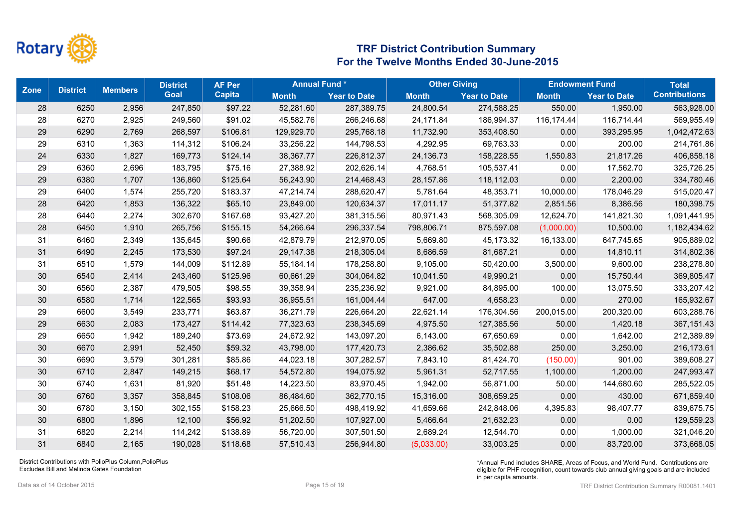Rotary

# TRF District Contribution Summary
## For the Twelve Months Ended 30-June-2015

| Zone | District | Members | District Goal | AF Per Capita | Annual Fund * | | Other Giving | | Endowment Fund | | Total Contributions |
|---|---|---|---|---|---|---|---|---|---|---|---|
| | | | | | Month | Year to Date | Month | Year to Date | Month | Year to Date | |
| 28 | 6250 | 2,956 | 247,850 | $97.22 | 52,281.60 | 287,389.75 | 24,800.54 | 274,588.25 | 550.00 | 1,950.00 | 563,928.00 |
| 28 | 6270 | 2,925 | 249,560 | $91.02 | 45,582.76 | 266,246.68 | 24,171.84 | 186,994.37 | 116,174.44 | 116,714.44 | 569,955.49 |
| 29 | 6290 | 2,769 | 268,597 | $106.81 | 129,929.70 | 295,768.18 | 11,732.90 | 353,408.50 | 0.00 | 393,295.95 | 1,042,472.63 |
| 29 | 6310 | 1,363 | 114,312 | $106.24 | 33,256.22 | 144,798.53 | 4,292.95 | 69,763.33 | 0.00 | 200.00 | 214,761.86 |
| 24 | 6330 | 1,827 | 169,773 | $124.14 | 38,367.77 | 226,812.37 | 24,136.73 | 158,228.55 | 1,550.83 | 21,817.26 | 406,858.18 |
| 29 | 6360 | 2,696 | 183,795 | $75.16 | 27,388.92 | 202,626.14 | 4,768.51 | 105,537.41 | 0.00 | 17,562.70 | 325,726.25 |
| 29 | 6380 | 1,707 | 136,860 | $125.64 | 56,243.90 | 214,468.43 | 28,157.86 | 118,112.03 | 0.00 | 2,200.00 | 334,780.46 |
| 29 | 6400 | 1,574 | 255,720 | $183.37 | 47,214.74 | 288,620.47 | 5,781.64 | 48,353.71 | 10,000.00 | 178,046.29 | 515,020.47 |
| 28 | 6420 | 1,853 | 136,322 | $65.10 | 23,849.00 | 120,634.37 | 17,011.17 | 51,377.82 | 2,851.56 | 8,386.56 | 180,398.75 |
| 28 | 6440 | 2,274 | 302,670 | $167.68 | 93,427.20 | 381,315.56 | 80,971.43 | 568,305.09 | 12,624.70 | 141,821.30 | 1,091,441.95 |
| 28 | 6450 | 1,910 | 265,756 | $155.15 | 54,266.64 | 296,337.54 | 798,806.71 | 875,597.08 | (1,000.00) | 10,500.00 | 1,182,434.62 |
| 31 | 6460 | 2,349 | 135,645 | $90.66 | 42,879.79 | 212,970.05 | 5,669.80 | 45,173.32 | 16,133.00 | 647,745.65 | 905,889.02 |
| 31 | 6490 | 2,245 | 173,530 | $97.24 | 29,147.38 | 218,305.04 | 8,686.59 | 81,687.21 | 0.00 | 14,810.11 | 314,802.36 |
| 31 | 6510 | 1,579 | 144,009 | $112.89 | 55,184.14 | 178,258.80 | 9,105.00 | 50,420.00 | 3,500.00 | 9,600.00 | 238,278.80 |
| 30 | 6540 | 2,414 | 243,460 | $125.96 | 60,661.29 | 304,064.82 | 10,041.50 | 49,990.21 | 0.00 | 15,750.44 | 369,805.47 |
| 30 | 6560 | 2,387 | 479,505 | $98.55 | 39,358.94 | 235,236.92 | 9,921.00 | 84,895.00 | 100.00 | 13,075.50 | 333,207.42 |
| 30 | 6580 | 1,714 | 122,565 | $93.93 | 36,955.51 | 161,004.44 | 647.00 | 4,658.23 | 0.00 | 270.00 | 165,932.67 |
| 29 | 6600 | 3,549 | 233,771 | $63.87 | 36,271.79 | 226,664.20 | 22,621.14 | 176,304.56 | 200,015.00 | 200,320.00 | 603,288.76 |
| 29 | 6630 | 2,083 | 173,427 | $114.42 | 77,323.63 | 238,345.69 | 4,975.50 | 127,385.56 | 50.00 | 1,420.18 | 367,151.43 |
| 29 | 6650 | 1,942 | 189,240 | $73.69 | 24,672.92 | 143,097.20 | 6,143.00 | 67,650.69 | 0.00 | 1,642.00 | 212,389.89 |
| 30 | 6670 | 2,991 | 52,450 | $59.32 | 43,798.00 | 177,420.73 | 2,386.62 | 35,502.88 | 250.00 | 3,250.00 | 216,173.61 |
| 30 | 6690 | 3,579 | 301,281 | $85.86 | 44,023.18 | 307,282.57 | 7,843.10 | 81,424.70 | (150.00) | 901.00 | 389,608.27 |
| 30 | 6710 | 2,847 | 149,215 | $68.17 | 54,572.80 | 194,075.92 | 5,961.31 | 52,717.55 | 1,100.00 | 1,200.00 | 247,993.47 |
| 30 | 6740 | 1,631 | 81,920 | $51.48 | 14,223.50 | 83,970.45 | 1,942.00 | 56,871.00 | 50.00 | 144,680.60 | 285,522.05 |
| 30 | 6760 | 3,357 | 358,845 | $108.06 | 86,484.60 | 362,770.15 | 15,316.00 | 308,659.25 | 0.00 | 430.00 | 671,859.40 |
| 30 | 6780 | 3,150 | 302,155 | $158.23 | 25,666.50 | 498,419.92 | 41,659.66 | 242,848.06 | 4,395.83 | 98,407.77 | 839,675.75 |
| 30 | 6800 | 1,896 | 12,100 | $56.92 | 51,202.50 | 107,927.00 | 5,466.64 | 21,632.23 | 0.00 | 0.00 | 129,559.23 |
| 31 | 6820 | 2,214 | 114,242 | $138.89 | 56,720.00 | 307,501.50 | 2,689.24 | 12,544.70 | 0.00 | 1,000.00 | 321,046.20 |
| 31 | 6840 | 2,165 | 190,028 | $118.68 | 57,510.43 | 256,944.80 | (5,033.00) | 33,003.25 | 0.00 | 83,720.00 | 373,668.05 |

District Contributions with PolioPlus Column,PolioPlus Excludes Bill and Melinda Gates Foundation

*Annual Fund includes SHARE, Areas of Focus, and World Fund. Contributions are eligible for PHF recognition, count towards club annual giving goals and are included in per capita amounts.

Data as of 14 October 2015

TRF District Contribution Summary R00081.1401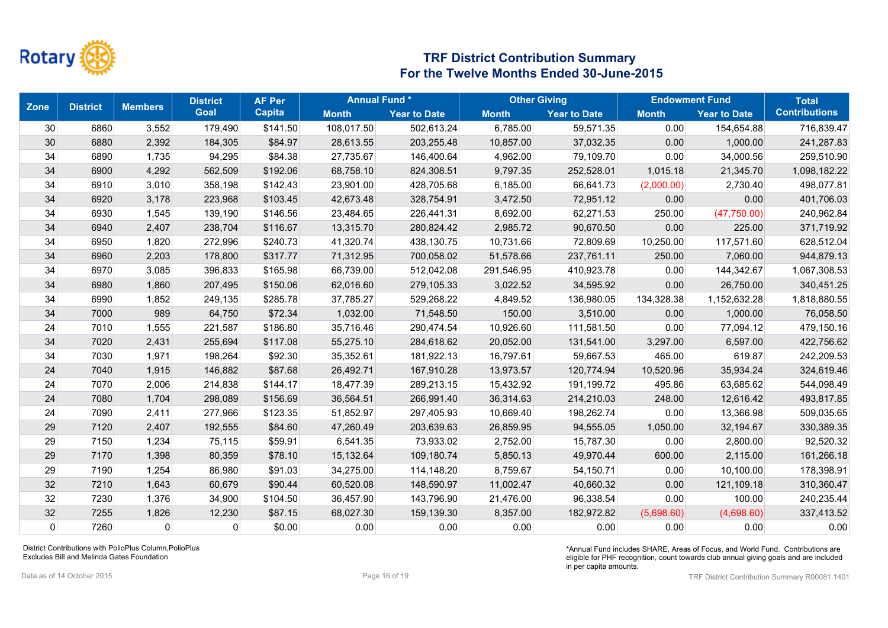Rotary

# TRF District Contribution Summary
## For the Twelve Months Ended 30-June-2015

| Zone | District | Members | District Goal | AF Per Capita | Annual Fund * | | Other Giving | | Endowment Fund | | Total Contributions |
|---|---|---|---|---|---|---|---|---|---|---|---|
| | | | | | Month | Year to Date | Month | Year to Date | Month | Year to Date | |
| 30 | 6860 | 3,552 | 179,490 | $141.50 | 108,017.50 | 502,613.24 | 6,785.00 | 59,571.35 | 0.00 | 154,654.88 | 716,839.47 |
| 30 | 6880 | 2,392 | 184,305 | $84.97 | 28,613.55 | 203,255.48 | 10,857.00 | 37,032.35 | 0.00 | 1,000.00 | 241,287.83 |
| 34 | 6890 | 1,735 | 94,295 | $84.38 | 27,735.67 | 146,400.64 | 4,962.00 | 79,109.70 | 0.00 | 34,000.56 | 259,510.90 |
| 34 | 6900 | 4,292 | 562,509 | $192.06 | 68,758.10 | 824,308.51 | 9,797.35 | 252,528.01 | 1,015.18 | 21,345.70 | 1,098,182.22 |
| 34 | 6910 | 3,010 | 358,198 | $142.43 | 23,901.00 | 428,705.68 | 6,185.00 | 66,641.73 | (2,000.00) | 2,730.40 | 498,077.81 |
| 34 | 6920 | 3,178 | 223,968 | $103.45 | 42,673.48 | 328,754.91 | 3,472.50 | 72,951.12 | 0.00 | 0.00 | 401,706.03 |
| 34 | 6930 | 1,545 | 139,190 | $146.56 | 23,484.65 | 226,441.31 | 8,692.00 | 62,271.53 | 250.00 | (47,750.00) | 240,962.84 |
| 34 | 6940 | 2,407 | 238,704 | $116.67 | 13,315.70 | 280,824.42 | 2,985.72 | 90,670.50 | 0.00 | 225.00 | 371,719.92 |
| 34 | 6950 | 1,820 | 272,996 | $240.73 | 41,320.74 | 438,130.75 | 10,731.66 | 72,809.69 | 10,250.00 | 117,571.60 | 628,512.04 |
| 34 | 6960 | 2,203 | 178,800 | $317.77 | 71,312.95 | 700,058.02 | 51,578.66 | 237,761.11 | 250.00 | 7,060.00 | 944,879.13 |
| 34 | 6970 | 3,085 | 396,833 | $165.98 | 66,739.00 | 512,042.08 | 291,546.95 | 410,923.78 | 0.00 | 144,342.67 | 1,067,308.53 |
| 34 | 6980 | 1,860 | 207,495 | $150.06 | 62,016.60 | 279,105.33 | 3,022.52 | 34,595.92 | 0.00 | 26,750.00 | 340,451.25 |
| 34 | 6990 | 1,852 | 249,135 | $285.78 | 37,785.27 | 529,268.22 | 4,849.52 | 136,980.05 | 134,328.38 | 1,152,632.28 | 1,818,880.55 |
| 34 | 7000 | 989 | 64,750 | $72.34 | 1,032.00 | 71,548.50 | 150.00 | 3,510.00 | 0.00 | 1,000.00 | 76,058.50 |
| 24 | 7010 | 1,555 | 221,587 | $186.80 | 35,716.46 | 290,474.54 | 10,926.60 | 111,581.50 | 0.00 | 77,094.12 | 479,150.16 |
| 34 | 7020 | 2,431 | 255,694 | $117.08 | 55,275.10 | 284,618.62 | 20,052.00 | 131,541.00 | 3,297.00 | 6,597.00 | 422,756.62 |
| 34 | 7030 | 1,971 | 198,264 | $92.30 | 35,352.61 | 181,922.13 | 16,797.61 | 59,667.53 | 465.00 | 619.87 | 242,209.53 |
| 24 | 7040 | 1,915 | 146,882 | $87.68 | 26,492.71 | 167,910.28 | 13,973.57 | 120,774.94 | 10,520.96 | 35,934.24 | 324,619.46 |
| 24 | 7070 | 2,006 | 214,838 | $144.17 | 18,477.39 | 289,213.15 | 15,432.92 | 191,199.72 | 495.86 | 63,685.62 | 544,098.49 |
| 24 | 7080 | 1,704 | 298,089 | $156.69 | 36,564.51 | 266,991.40 | 36,314.63 | 214,210.03 | 248.00 | 12,616.42 | 493,817.85 |
| 24 | 7090 | 2,411 | 277,966 | $123.35 | 51,852.97 | 297,405.93 | 10,669.40 | 198,262.74 | 0.00 | 13,366.98 | 509,035.65 |
| 29 | 7120 | 2,407 | 192,555 | $84.60 | 47,260.49 | 203,639.63 | 26,859.95 | 94,555.05 | 1,050.00 | 32,194.67 | 330,389.35 |
| 29 | 7150 | 1,234 | 75,115 | $59.91 | 6,541.35 | 73,933.02 | 2,752.00 | 15,787.30 | 0.00 | 2,800.00 | 92,520.32 |
| 29 | 7170 | 1,398 | 80,359 | $78.10 | 15,132.64 | 109,180.74 | 5,850.13 | 49,970.44 | 600.00 | 2,115.00 | 161,266.18 |
| 29 | 7190 | 1,254 | 86,980 | $91.03 | 34,275.00 | 114,148.20 | 8,759.67 | 54,150.71 | 0.00 | 10,100.00 | 178,398.91 |
| 32 | 7210 | 1,643 | 60,679 | $90.44 | 60,520.08 | 148,590.97 | 11,002.47 | 40,660.32 | 0.00 | 121,109.18 | 310,360.47 |
| 32 | 7230 | 1,376 | 34,900 | $104.50 | 36,457.90 | 143,796.90 | 21,476.00 | 96,338.54 | 0.00 | 100.00 | 240,235.44 |
| 32 | 7255 | 1,826 | 12,230 | $87.15 | 68,027.30 | 159,139.30 | 8,357.00 | 182,972.82 | (5,698.60) | (4,698.60) | 337,413.52 |
| 0 | 7260 | 0 | 0 | $0.00 | 0.00 | 0.00 | 0.00 | 0.00 | 0.00 | 0.00 | 0.00 |

District Contributions with PolioPlus Column,PolioPlus
Excludes Bill and Melinda Gates Foundation

*Annual Fund includes SHARE, Areas of Focus, and World Fund. Contributions are eligible for PHF recognition, count towards club annual giving goals and are included in per capita amounts.

Data as of 14 October 2015

TRF District Contribution Summary R00081.1401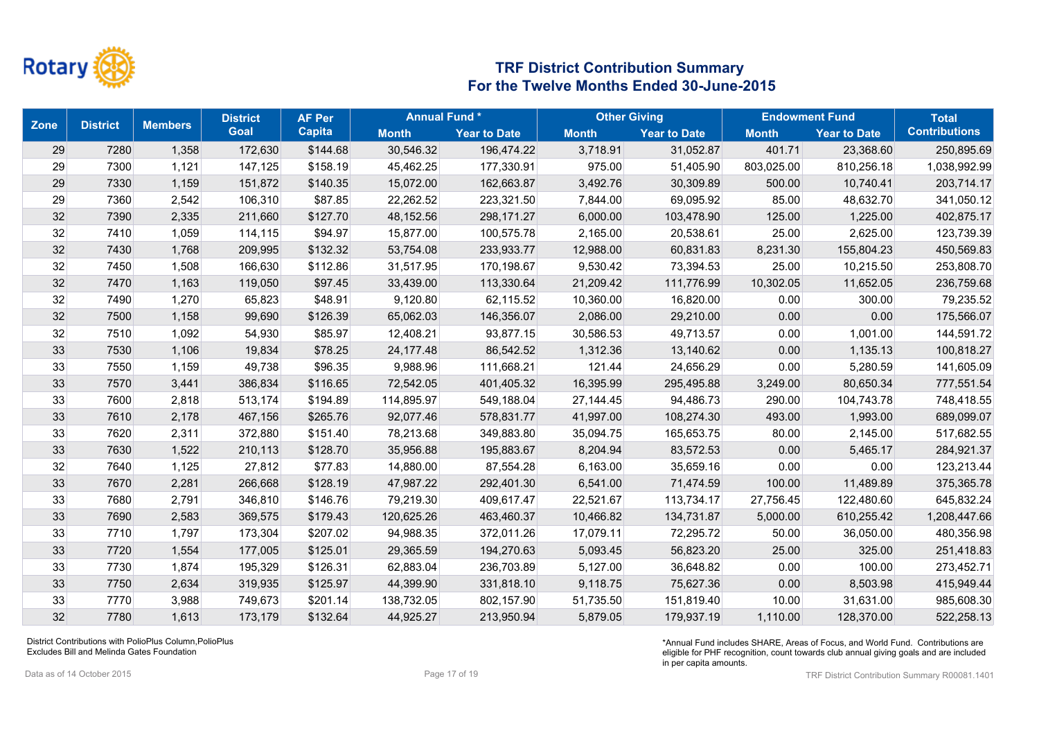# TRF District Contribution Summary
## For the Twelve Months Ended 30-June-2015

| Zone | District | Members | District Goal | AF Per Capita | Annual Fund * | | Other Giving | | Endowment Fund | | Total Contributions |
|---|---|---|---|---|---|---|---|---|---|---|---|
| | | | | | Month | Year to Date | Month | Year to Date | Month | Year to Date | |
| 29 | 7280 | 1,358 | 172,630 | $144.68 | 30,546.32 | 196,474.22 | 3,718.91 | 31,052.87 | 401.71 | 23,368.60 | 250,895.69 |
| 29 | 7300 | 1,121 | 147,125 | $158.19 | 45,462.25 | 177,330.91 | 975.00 | 51,405.90 | 803,025.00 | 810,256.18 | 1,038,992.99 |
| 29 | 7330 | 1,159 | 151,872 | $140.35 | 15,072.00 | 162,663.87 | 3,492.76 | 30,309.89 | 500.00 | 10,740.41 | 203,714.17 |
| 29 | 7360 | 2,542 | 106,310 | $87.85 | 22,262.52 | 223,321.50 | 7,844.00 | 69,095.92 | 85.00 | 48,632.70 | 341,050.12 |
| 32 | 7390 | 2,335 | 211,660 | $127.70 | 48,152.56 | 298,171.27 | 6,000.00 | 103,478.90 | 125.00 | 1,225.00 | 402,875.17 |
| 32 | 7410 | 1,059 | 114,115 | $94.97 | 15,877.00 | 100,575.78 | 2,165.00 | 20,538.61 | 25.00 | 2,625.00 | 123,739.39 |
| 32 | 7430 | 1,768 | 209,995 | $132.32 | 53,754.08 | 233,933.77 | 12,988.00 | 60,831.83 | 8,231.30 | 155,804.23 | 450,569.83 |
| 32 | 7450 | 1,508 | 166,630 | $112.86 | 31,517.95 | 170,198.67 | 9,530.42 | 73,394.53 | 25.00 | 10,215.50 | 253,808.70 |
| 32 | 7470 | 1,163 | 119,050 | $97.45 | 33,439.00 | 113,330.64 | 21,209.42 | 111,776.99 | 10,302.05 | 11,652.05 | 236,759.68 |
| 32 | 7490 | 1,270 | 65,823 | $48.91 | 9,120.80 | 62,115.52 | 10,360.00 | 16,820.00 | 0.00 | 300.00 | 79,235.52 |
| 32 | 7500 | 1,158 | 99,690 | $126.39 | 65,062.03 | 146,356.07 | 2,086.00 | 29,210.00 | 0.00 | 0.00 | 175,566.07 |
| 32 | 7510 | 1,092 | 54,930 | $85.97 | 12,408.21 | 93,877.15 | 30,586.53 | 49,713.57 | 0.00 | 1,001.00 | 144,591.72 |
| 33 | 7530 | 1,106 | 19,834 | $78.25 | 24,177.48 | 86,542.52 | 1,312.36 | 13,140.62 | 0.00 | 1,135.13 | 100,818.27 |
| 33 | 7550 | 1,159 | 49,738 | $96.35 | 9,988.96 | 111,668.21 | 121.44 | 24,656.29 | 0.00 | 5,280.59 | 141,605.09 |
| 33 | 7570 | 3,441 | 386,834 | $116.65 | 72,542.05 | 401,405.32 | 16,395.99 | 295,495.88 | 3,249.00 | 80,650.34 | 777,551.54 |
| 33 | 7600 | 2,818 | 513,174 | $194.89 | 114,895.97 | 549,188.04 | 27,144.45 | 94,486.73 | 290.00 | 104,743.78 | 748,418.55 |
| 33 | 7610 | 2,178 | 467,156 | $265.76 | 92,077.46 | 578,831.77 | 41,997.00 | 108,274.30 | 493.00 | 1,993.00 | 689,099.07 |
| 33 | 7620 | 2,311 | 372,880 | $151.40 | 78,213.68 | 349,883.80 | 35,094.75 | 165,653.75 | 80.00 | 2,145.00 | 517,682.55 |
| 33 | 7630 | 1,522 | 210,113 | $128.70 | 35,956.88 | 195,883.67 | 8,204.94 | 83,572.53 | 0.00 | 5,465.17 | 284,921.37 |
| 32 | 7640 | 1,125 | 27,812 | $77.83 | 14,880.00 | 87,554.28 | 6,163.00 | 35,659.16 | 0.00 | 0.00 | 123,213.44 |
| 33 | 7670 | 2,281 | 266,668 | $128.19 | 47,987.22 | 292,401.30 | 6,541.00 | 71,474.59 | 100.00 | 11,489.89 | 375,365.78 |
| 33 | 7680 | 2,791 | 346,810 | $146.76 | 79,219.30 | 409,617.47 | 22,521.67 | 113,734.17 | 27,756.45 | 122,480.60 | 645,832.24 |
| 33 | 7690 | 2,583 | 369,575 | $179.43 | 120,625.26 | 463,460.37 | 10,466.82 | 134,731.87 | 5,000.00 | 610,255.42 | 1,208,447.66 |
| 33 | 7710 | 1,797 | 173,304 | $207.02 | 94,988.35 | 372,011.26 | 17,079.11 | 72,295.72 | 50.00 | 36,050.00 | 480,356.98 |
| 33 | 7720 | 1,554 | 177,005 | $125.01 | 29,365.59 | 194,270.63 | 5,093.45 | 56,823.20 | 25.00 | 325.00 | 251,418.83 |
| 33 | 7730 | 1,874 | 195,329 | $126.31 | 62,883.04 | 236,703.89 | 5,127.00 | 36,648.82 | 0.00 | 100.00 | 273,452.71 |
| 33 | 7750 | 2,634 | 319,935 | $125.97 | 44,399.90 | 331,818.10 | 9,118.75 | 75,627.36 | 0.00 | 8,503.98 | 415,949.44 |
| 33 | 7770 | 3,988 | 749,673 | $201.14 | 138,732.05 | 802,157.90 | 51,735.50 | 151,819.40 | 10.00 | 31,631.00 | 985,608.30 |
| 32 | 7780 | 1,613 | 173,179 | $132.64 | 44,925.27 | 213,950.94 | 5,879.05 | 179,937.19 | 1,110.00 | 128,370.00 | 522,258.13 |

District Contributions with PolioPlus Column,PolioPlus Excludes Bill and Melinda Gates Foundation

*Annual Fund includes SHARE, Areas of Focus, and World Fund. Contributions are eligible for PHF recognition, count towards club annual giving goals and are included in per capita amounts.

Data as of 14 October 2015

TRF District Contribution Summary R00081.1401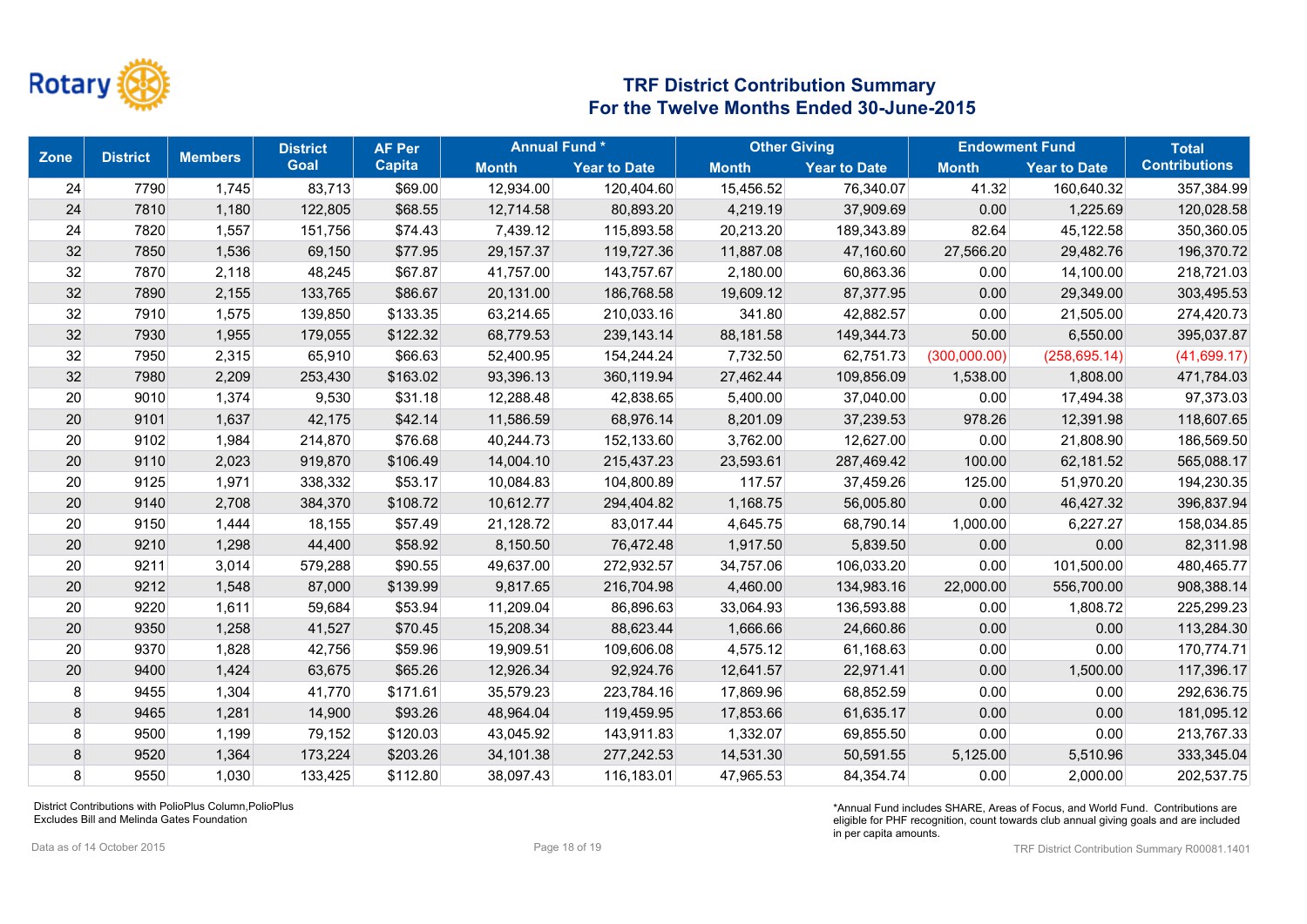Rotary

## TRF District Contribution Summary
## For the Twelve Months Ended 30-June-2015

| Zone | District | Members | District Goal | AF Per Capita | Annual Fund * | | Other Giving | | Endowment Fund | | Total Contributions |
|---|---|---|---|---|---|---|---|---|---|---|---|
| | | | | | Month | Year to Date | Month | Year to Date | Month | Year to Date | |
| 24 | 7790 | 1,745 | 83,713 | $69.00 | 12,934.00 | 120,404.60 | 15,456.52 | 76,340.07 | 41.32 | 160,640.32 | 357,384.99 |
| 24 | 7810 | 1,180 | 122,805 | $68.55 | 12,714.58 | 80,893.20 | 4,219.19 | 37,909.69 | 0.00 | 1,225.69 | 120,028.58 |
| 24 | 7820 | 1,557 | 151,756 | $74.43 | 7,439.12 | 115,893.58 | 20,213.20 | 189,343.89 | 82.64 | 45,122.58 | 350,360.05 |
| 32 | 7850 | 1,536 | 69,150 | $77.95 | 29,157.37 | 119,727.36 | 11,887.08 | 47,160.60 | 27,566.20 | 29,482.76 | 196,370.72 |
| 32 | 7870 | 2,118 | 48,245 | $67.87 | 41,757.00 | 143,757.67 | 2,180.00 | 60,863.36 | 0.00 | 14,100.00 | 218,721.03 |
| 32 | 7890 | 2,155 | 133,765 | $86.67 | 20,131.00 | 186,768.58 | 19,609.12 | 87,377.95 | 0.00 | 29,349.00 | 303,495.53 |
| 32 | 7910 | 1,575 | 139,850 | $133.35 | 63,214.65 | 210,033.16 | 341.80 | 42,882.57 | 0.00 | 21,505.00 | 274,420.73 |
| 32 | 7930 | 1,955 | 179,055 | $122.32 | 68,779.53 | 239,143.14 | 88,181.58 | 149,344.73 | 50.00 | 6,550.00 | 395,037.87 |
| 32 | 7950 | 2,315 | 65,910 | $66.63 | 52,400.95 | 154,244.24 | 7,732.50 | 62,751.73 | (300,000.00) | (258,695.14) | (41,699.17) |
| 32 | 7980 | 2,209 | 253,430 | $163.02 | 93,396.13 | 360,119.94 | 27,462.44 | 109,856.09 | 1,538.00 | 1,808.00 | 471,784.03 |
| 20 | 9010 | 1,374 | 9,530 | $31.18 | 12,288.48 | 42,838.65 | 5,400.00 | 37,040.00 | 0.00 | 17,494.38 | 97,373.03 |
| 20 | 9101 | 1,637 | 42,175 | $42.14 | 11,586.59 | 68,976.14 | 8,201.09 | 37,239.53 | 978.26 | 12,391.98 | 118,607.65 |
| 20 | 9102 | 1,984 | 214,870 | $76.68 | 40,244.73 | 152,133.60 | 3,762.00 | 12,627.00 | 0.00 | 21,808.90 | 186,569.50 |
| 20 | 9110 | 2,023 | 919,870 | $106.49 | 14,004.10 | 215,437.23 | 23,593.61 | 287,469.42 | 100.00 | 62,181.52 | 565,088.17 |
| 20 | 9125 | 1,971 | 338,332 | $53.17 | 10,084.83 | 104,800.89 | 117.57 | 37,459.26 | 125.00 | 51,970.20 | 194,230.35 |
| 20 | 9140 | 2,708 | 384,370 | $108.72 | 10,612.77 | 294,404.82 | 1,168.75 | 56,005.80 | 0.00 | 46,427.32 | 396,837.94 |
| 20 | 9150 | 1,444 | 18,155 | $57.49 | 21,128.72 | 83,017.44 | 4,645.75 | 68,790.14 | 1,000.00 | 6,227.27 | 158,034.85 |
| 20 | 9210 | 1,298 | 44,400 | $58.92 | 8,150.50 | 76,472.48 | 1,917.50 | 5,839.50 | 0.00 | 0.00 | 82,311.98 |
| 20 | 9211 | 3,014 | 579,288 | $90.55 | 49,637.00 | 272,932.57 | 34,757.06 | 106,033.20 | 0.00 | 101,500.00 | 480,465.77 |
| 20 | 9212 | 1,548 | 87,000 | $139.99 | 9,817.65 | 216,704.98 | 4,460.00 | 134,983.16 | 22,000.00 | 556,700.00 | 908,388.14 |
| 20 | 9220 | 1,611 | 59,684 | $53.94 | 11,209.04 | 86,896.63 | 33,064.93 | 136,593.88 | 0.00 | 1,808.72 | 225,299.23 |
| 20 | 9350 | 1,258 | 41,527 | $70.45 | 15,208.34 | 88,623.44 | 1,666.66 | 24,660.86 | 0.00 | 0.00 | 113,284.30 |
| 20 | 9370 | 1,828 | 42,756 | $59.96 | 19,909.51 | 109,606.08 | 4,575.12 | 61,168.63 | 0.00 | 0.00 | 170,774.71 |
| 20 | 9400 | 1,424 | 63,675 | $65.26 | 12,926.34 | 92,924.76 | 12,641.57 | 22,971.41 | 0.00 | 1,500.00 | 117,396.17 |
| 8 | 9455 | 1,304 | 41,770 | $171.61 | 35,579.23 | 223,784.16 | 17,869.96 | 68,852.59 | 0.00 | 0.00 | 292,636.75 |
| 8 | 9465 | 1,281 | 14,900 | $93.26 | 48,964.04 | 119,459.95 | 17,853.66 | 61,635.17 | 0.00 | 0.00 | 181,095.12 |
| 8 | 9500 | 1,199 | 79,152 | $120.03 | 43,045.92 | 143,911.83 | 1,332.07 | 69,855.50 | 0.00 | 0.00 | 213,767.33 |
| 8 | 9520 | 1,364 | 173,224 | $203.26 | 34,101.38 | 277,242.53 | 14,531.30 | 50,591.55 | 5,125.00 | 5,510.96 | 333,345.04 |
| 8 | 9550 | 1,030 | 133,425 | $112.80 | 38,097.43 | 116,183.01 | 47,965.53 | 84,354.74 | 0.00 | 2,000.00 | 202,537.75 |

District Contributions with PolioPlus Column,PolioPlus
Excludes Bill and Melinda Gates Foundation

*Annual Fund includes SHARE, Areas of Focus, and World Fund. Contributions are eligible for PHF recognition, count towards club annual giving goals and are included in per capita amounts.

Data as of 14 October 2015

TRF District Contribution Summary R00081.1401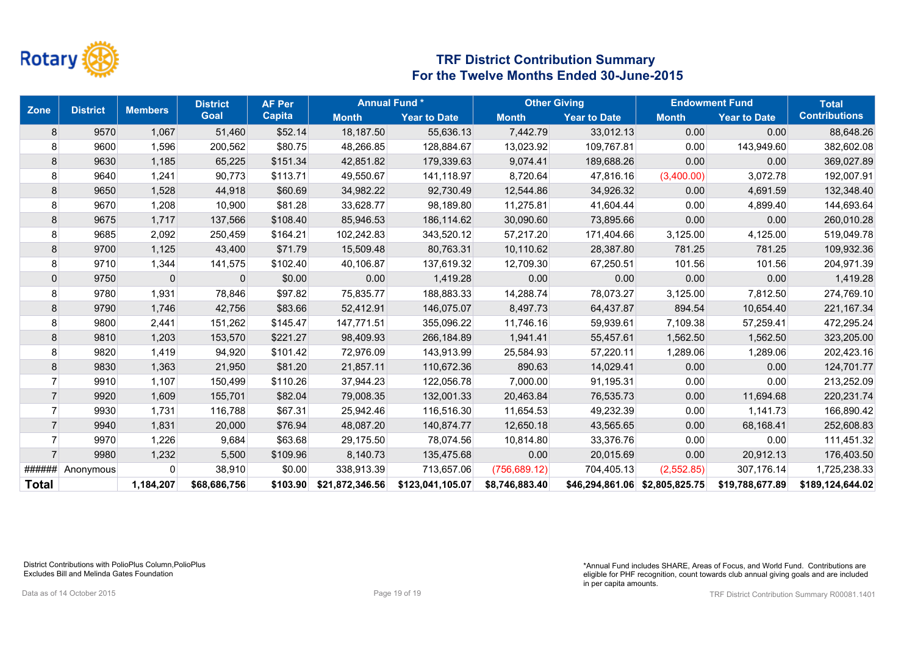Rotary

## TRF District Contribution Summary
## For the Twelve Months Ended 30-June-2015

| Zone | District | Members | District Goal | AF Per Capita | Annual Fund * | | Other Giving | | Endowment Fund | | Total Contributions |
|---|---|---|---|---|---|---|---|---|---|---|---|
| | | | | | Month | Year to Date | Month | Year to Date | Month | Year to Date | |
| 8 | 9570 | 1,067 | 51,460 | $52.14 | 18,187.50 | 55,636.13 | 7,442.79 | 33,012.13 | 0.00 | 0.00 | 88,648.26 |
| 8 | 9600 | 1,596 | 200,562 | $80.75 | 48,266.85 | 128,884.67 | 13,023.92 | 109,767.81 | 0.00 | 143,949.60 | 382,602.08 |
| 8 | 9630 | 1,185 | 65,225 | $151.34 | 42,851.82 | 179,339.63 | 9,074.41 | 189,688.26 | 0.00 | 0.00 | 369,027.89 |
| 8 | 9640 | 1,241 | 90,773 | $113.71 | 49,550.67 | 141,118.97 | 8,720.64 | 47,816.16 | (3,400.00) | 3,072.78 | 192,007.91 |
| 8 | 9650 | 1,528 | 44,918 | $60.69 | 34,982.22 | 92,730.49 | 12,544.86 | 34,926.32 | 0.00 | 4,691.59 | 132,348.40 |
| 8 | 9670 | 1,208 | 10,900 | $81.28 | 33,628.77 | 98,189.80 | 11,275.81 | 41,604.44 | 0.00 | 4,899.40 | 144,693.64 |
| 8 | 9675 | 1,717 | 137,566 | $108.40 | 85,946.53 | 186,114.62 | 30,090.60 | 73,895.66 | 0.00 | 0.00 | 260,010.28 |
| 8 | 9685 | 2,092 | 250,459 | $164.21 | 102,242.83 | 343,520.12 | 57,217.20 | 171,404.66 | 3,125.00 | 4,125.00 | 519,049.78 |
| 8 | 9700 | 1,125 | 43,400 | $71.79 | 15,509.48 | 80,763.31 | 10,110.62 | 28,387.80 | 781.25 | 781.25 | 109,932.36 |
| 8 | 9710 | 1,344 | 141,575 | $102.40 | 40,106.87 | 137,619.32 | 12,709.30 | 67,250.51 | 101.56 | 101.56 | 204,971.39 |
| 0 | 9750 | 0 | 0 | $0.00 | 0.00 | 1,419.28 | 0.00 | 0.00 | 0.00 | 0.00 | 1,419.28 |
| 8 | 9780 | 1,931 | 78,846 | $97.82 | 75,835.77 | 188,883.33 | 14,288.74 | 78,073.27 | 3,125.00 | 7,812.50 | 274,769.10 |
| 8 | 9790 | 1,746 | 42,756 | $83.66 | 52,412.91 | 146,075.07 | 8,497.73 | 64,437.87 | 894.54 | 10,654.40 | 221,167.34 |
| 8 | 9800 | 2,441 | 151,262 | $145.47 | 147,771.51 | 355,096.22 | 11,746.16 | 59,939.61 | 7,109.38 | 57,259.41 | 472,295.24 |
| 8 | 9810 | 1,203 | 153,570 | $221.27 | 98,409.93 | 266,184.89 | 1,941.41 | 55,457.61 | 1,562.50 | 1,562.50 | 323,205.00 |
| 8 | 9820 | 1,419 | 94,920 | $101.42 | 72,976.09 | 143,913.99 | 25,584.93 | 57,220.11 | 1,289.06 | 1,289.06 | 202,423.16 |
| 8 | 9830 | 1,363 | 21,950 | $81.20 | 21,857.11 | 110,672.36 | 890.63 | 14,029.41 | 0.00 | 0.00 | 124,701.77 |
| 7 | 9910 | 1,107 | 150,499 | $110.26 | 37,944.23 | 122,056.78 | 7,000.00 | 91,195.31 | 0.00 | 0.00 | 213,252.09 |
| 7 | 9920 | 1,609 | 155,701 | $82.04 | 79,008.35 | 132,001.33 | 20,463.84 | 76,535.73 | 0.00 | 11,694.68 | 220,231.74 |
| 7 | 9930 | 1,731 | 116,788 | $67.31 | 25,942.46 | 116,516.30 | 11,654.53 | 49,232.39 | 0.00 | 1,141.73 | 166,890.42 |
| 7 | 9940 | 1,831 | 20,000 | $76.94 | 48,087.20 | 140,874.77 | 12,650.18 | 43,565.65 | 0.00 | 68,168.41 | 252,608.83 |
| 7 | 9970 | 1,226 | 9,684 | $63.68 | 29,175.50 | 78,074.56 | 10,814.80 | 33,376.76 | 0.00 | 0.00 | 111,451.32 |
| 7 | 9980 | 1,232 | 5,500 | $109.96 | 8,140.73 | 135,475.68 | 0.00 | 20,015.69 | 0.00 | 20,912.13 | 176,403.50 |
| ###### | Anonymous | 0 | 38,910 | $0.00 | 338,913.39 | 713,657.06 | (756,689.12) | 704,405.13 | (2,552.85) | 307,176.14 | 1,725,238.33 |
| **Total** | | **1,184,207** | **$68,686,756** | **$103.90** | **$21,872,346.56** | **$123,041,105.07** | **$8,746,883.40** | **$46,294,861.06** | **$2,805,825.75** | **$19,788,677.89** | **$189,124,644.02** |

District Contributions with PolioPlus Column,PolioPlus Excludes Bill and Melinda Gates Foundation

*Annual Fund includes SHARE, Areas of Focus, and World Fund. Contributions are eligible for PHF recognition, count towards club annual giving goals and are included in per capita amounts.

Data as of 14 October 2015

TRF District Contribution Summary R00081.1401